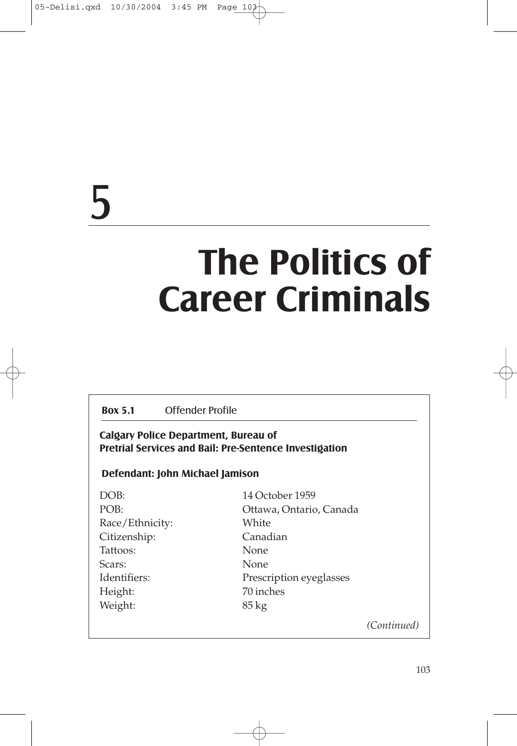# 5

# The Politics of Career Criminals

**Box 5.1** Offender Profile

**Calgary Police Department, Bureau of Pretrial Services and Bail: Pre-Sentence Investigation**

**Defendant: John Michael Jamison**

| | |
|---|---|
| DOB: | 14 October 1959 |
| POB: | Ottawa, Ontario, Canada |
| Race/Ethnicity: | White |
| Citizenship: | Canadian |
| Tattoos: | None |
| Scars: | None |
| Identifiers: | Prescription eyeglasses |
| Height: | 70 inches |
| Weight: | 85 kg |

*(Continued)*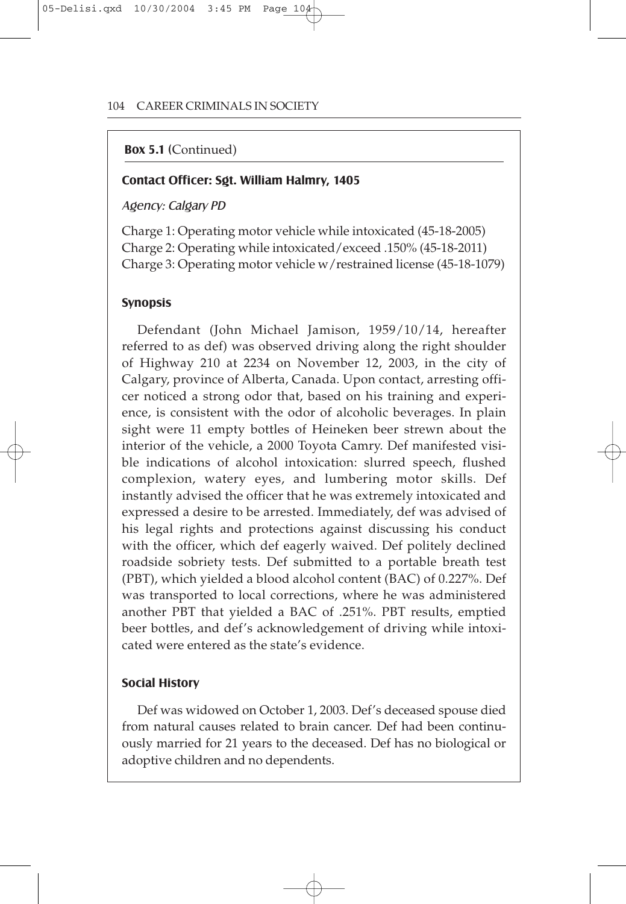**Box 5.1** (Continued)

**Contact Officer: Sgt. William Halmry, 1405**

*Agency: Calgary PD*

Charge 1: Operating motor vehicle while intoxicated (45-18-2005)
Charge 2: Operating while intoxicated/exceed .150% (45-18-2011)
Charge 3: Operating motor vehicle w/restrained license (45-18-1079)

**Synopsis**

Defendant (John Michael Jamison, 1959/10/14, hereafter referred to as def) was observed driving along the right shoulder of Highway 210 at 2234 on November 12, 2003, in the city of Calgary, province of Alberta, Canada. Upon contact, arresting officer noticed a strong odor that, based on his training and experience, is consistent with the odor of alcoholic beverages. In plain sight were 11 empty bottles of Heineken beer strewn about the interior of the vehicle, a 2000 Toyota Camry. Def manifested visible indications of alcohol intoxication: slurred speech, flushed complexion, watery eyes, and lumbering motor skills. Def instantly advised the officer that he was extremely intoxicated and expressed a desire to be arrested. Immediately, def was advised of his legal rights and protections against discussing his conduct with the officer, which def eagerly waived. Def politely declined roadside sobriety tests. Def submitted to a portable breath test (PBT), which yielded a blood alcohol content (BAC) of 0.227%. Def was transported to local corrections, where he was administered another PBT that yielded a BAC of .251%. PBT results, emptied beer bottles, and def's acknowledgement of driving while intoxicated were entered as the state's evidence.

**Social History**

Def was widowed on October 1, 2003. Def's deceased spouse died from natural causes related to brain cancer. Def had been continuously married for 21 years to the deceased. Def has no biological or adoptive children and no dependents.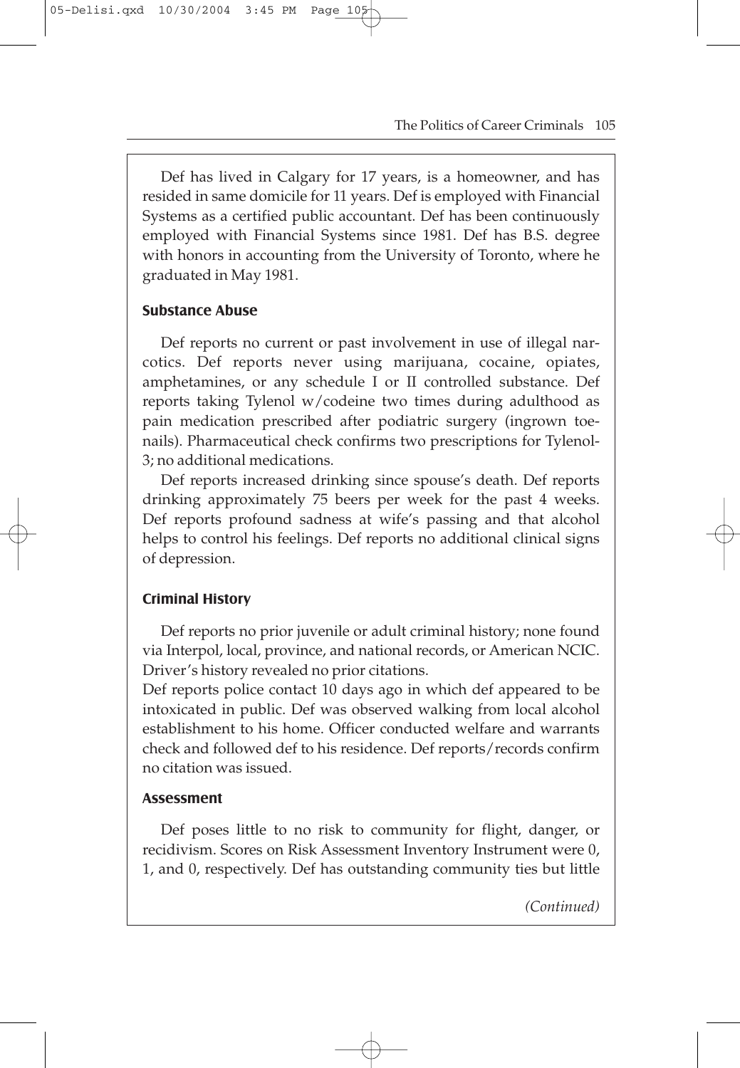Def has lived in Calgary for 17 years, is a homeowner, and has resided in same domicile for 11 years. Def is employed with Financial Systems as a certified public accountant. Def has been continuously employed with Financial Systems since 1981. Def has B.S. degree with honors in accounting from the University of Toronto, where he graduated in May 1981.

**Substance Abuse**

Def reports no current or past involvement in use of illegal narcotics. Def reports never using marijuana, cocaine, opiates, amphetamines, or any schedule I or II controlled substance. Def reports taking Tylenol w/codeine two times during adulthood as pain medication prescribed after podiatric surgery (ingrown toenails). Pharmaceutical check confirms two prescriptions for Tylenol-3; no additional medications.

Def reports increased drinking since spouse's death. Def reports drinking approximately 75 beers per week for the past 4 weeks. Def reports profound sadness at wife's passing and that alcohol helps to control his feelings. Def reports no additional clinical signs of depression.

**Criminal History**

Def reports no prior juvenile or adult criminal history; none found via Interpol, local, province, and national records, or American NCIC. Driver's history revealed no prior citations.

Def reports police contact 10 days ago in which def appeared to be intoxicated in public. Def was observed walking from local alcohol establishment to his home. Officer conducted welfare and warrants check and followed def to his residence. Def reports/records confirm no citation was issued.

**Assessment**

Def poses little to no risk to community for flight, danger, or recidivism. Scores on Risk Assessment Inventory Instrument were 0, 1, and 0, respectively. Def has outstanding community ties but little

*(Continued)*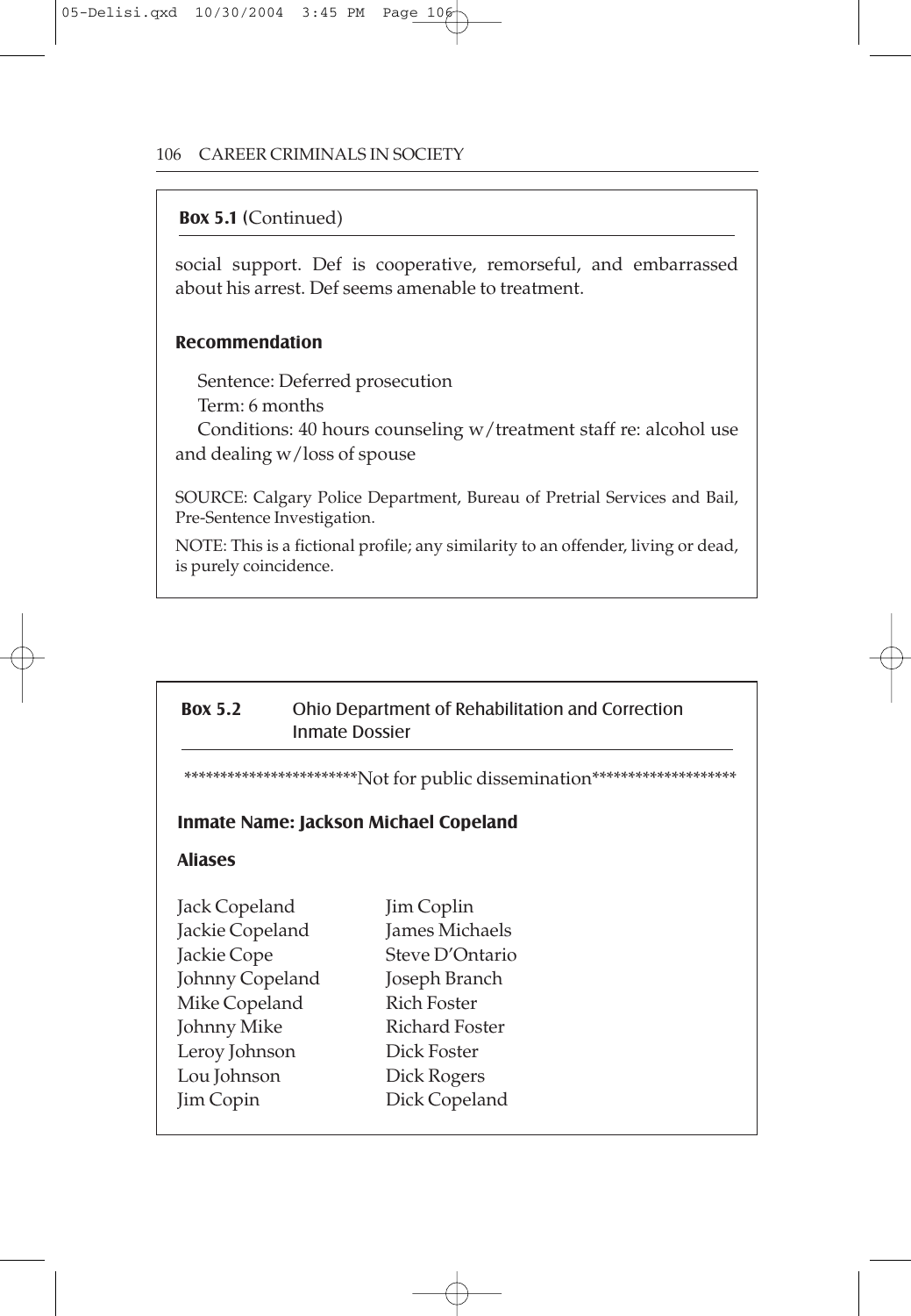**Box 5.1** (Continued)

social support. Def is cooperative, remorseful, and embarrassed about his arrest. Def seems amenable to treatment.

### Recommendation

Sentence: Deferred prosecution
Term: 6 months
Conditions: 40 hours counseling w/treatment staff re: alcohol use and dealing w/loss of spouse

SOURCE: Calgary Police Department, Bureau of Pretrial Services and Bail, Pre-Sentence Investigation.

NOTE: This is a fictional profile; any similarity to an offender, living or dead, is purely coincidence.

---

**Box 5.2** Ohio Department of Rehabilitation and Correction Inmate Dossier

***********************Not for public dissemination*******************

### Inmate Name: Jackson Michael Copeland

### Aliases

| | |
|---|---|
| Jack Copeland | Jim Coplin |
| Jackie Copeland | James Michaels |
| Jackie Cope | Steve D'Ontario |
| Johnny Copeland | Joseph Branch |
| Mike Copeland | Rich Foster |
| Johnny Mike | Richard Foster |
| Leroy Johnson | Dick Foster |
| Lou Johnson | Dick Rogers |
| Jim Copin | Dick Copeland |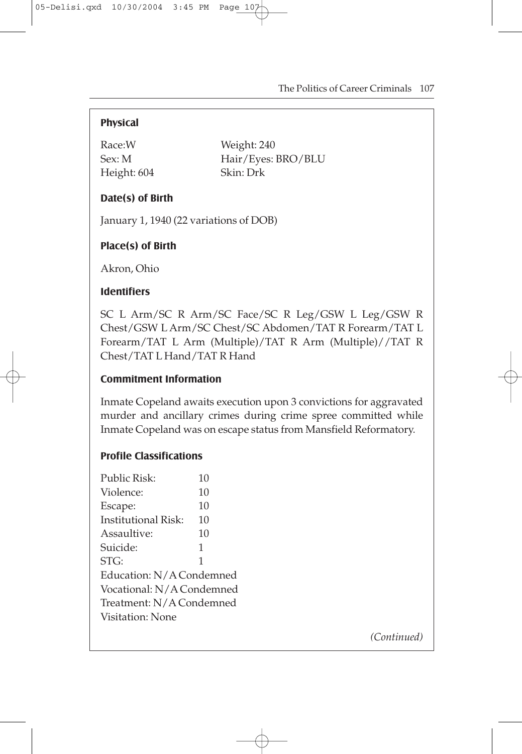**Physical**

| | |
|---|---|
| Race:W | Weight: 240 |
| Sex: M | Hair/Eyes: BRO/BLU |
| Height: 604 | Skin: Drk |

**Date(s) of Birth**

January 1, 1940 (22 variations of DOB)

**Place(s) of Birth**

Akron, Ohio

**Identifiers**

SC L Arm/SC R Arm/SC Face/SC R Leg/GSW L Leg/GSW R Chest/GSW L Arm/SC Chest/SC Abdomen/TAT R Forearm/TAT L Forearm/TAT L Arm (Multiple)/TAT R Arm (Multiple)//TAT R Chest/TAT L Hand/TAT R Hand

**Commitment Information**

Inmate Copeland awaits execution upon 3 convictions for aggravated murder and ancillary crimes during crime spree committed while Inmate Copeland was on escape status from Mansfield Reformatory.

**Profile Classifications**

| | |
|---|---|
| Public Risk: | 10 |
| Violence: | 10 |
| Escape: | 10 |
| Institutional Risk: | 10 |
| Assaultive: | 10 |
| Suicide: | 1 |
| STG: | 1 |

Education: N/A Condemned
Vocational: N/A Condemned
Treatment: N/A Condemned
Visitation: None

*(Continued)*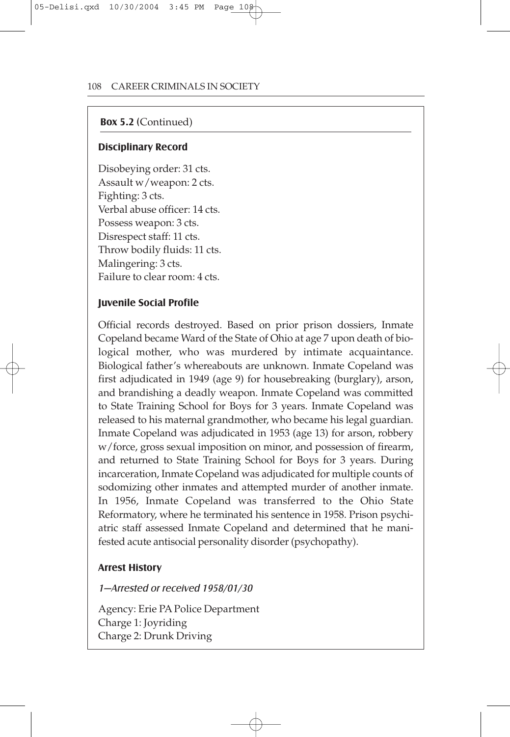**Box 5.2** (Continued)

### Disciplinary Record

Disobeying order: 31 cts.
Assault w/weapon: 2 cts.
Fighting: 3 cts.
Verbal abuse officer: 14 cts.
Possess weapon: 3 cts.
Disrespect staff: 11 cts.
Throw bodily fluids: 11 cts.
Malingering: 3 cts.
Failure to clear room: 4 cts.

### Juvenile Social Profile

Official records destroyed. Based on prior prison dossiers, Inmate Copeland became Ward of the State of Ohio at age 7 upon death of biological mother, who was murdered by intimate acquaintance. Biological father's whereabouts are unknown. Inmate Copeland was first adjudicated in 1949 (age 9) for housebreaking (burglary), arson, and brandishing a deadly weapon. Inmate Copeland was committed to State Training School for Boys for 3 years. Inmate Copeland was released to his maternal grandmother, who became his legal guardian. Inmate Copeland was adjudicated in 1953 (age 13) for arson, robbery w/force, gross sexual imposition on minor, and possession of firearm, and returned to State Training School for Boys for 3 years. During incarceration, Inmate Copeland was adjudicated for multiple counts of sodomizing other inmates and attempted murder of another inmate. In 1956, Inmate Copeland was transferred to the Ohio State Reformatory, where he terminated his sentence in 1958. Prison psychiatric staff assessed Inmate Copeland and determined that he manifested acute antisocial personality disorder (psychopathy).

### Arrest History

*1—Arrested or received 1958/01/30*

Agency: Erie PA Police Department
Charge 1: Joyriding
Charge 2: Drunk Driving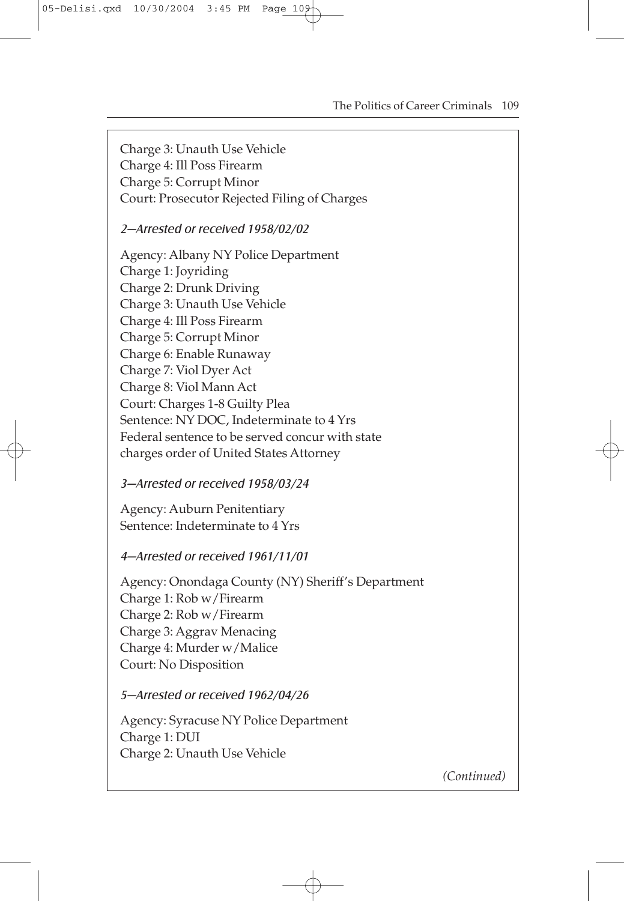Charge 3: Unauth Use Vehicle
Charge 4: Ill Poss Firearm
Charge 5: Corrupt Minor
Court: Prosecutor Rejected Filing of Charges

*2—Arrested or received 1958/02/02*

Agency: Albany NY Police Department
Charge 1: Joyriding
Charge 2: Drunk Driving
Charge 3: Unauth Use Vehicle
Charge 4: Ill Poss Firearm
Charge 5: Corrupt Minor
Charge 6: Enable Runaway
Charge 7: Viol Dyer Act
Charge 8: Viol Mann Act
Court: Charges 1-8 Guilty Plea
Sentence: NY DOC, Indeterminate to 4 Yrs
Federal sentence to be served concur with state charges order of United States Attorney

*3—Arrested or received 1958/03/24*

Agency: Auburn Penitentiary
Sentence: Indeterminate to 4 Yrs

*4—Arrested or received 1961/11/01*

Agency: Onondaga County (NY) Sheriff's Department
Charge 1: Rob w/Firearm
Charge 2: Rob w/Firearm
Charge 3: Aggrav Menacing
Charge 4: Murder w/Malice
Court: No Disposition

*5—Arrested or received 1962/04/26*

Agency: Syracuse NY Police Department
Charge 1: DUI
Charge 2: Unauth Use Vehicle

*(Continued)*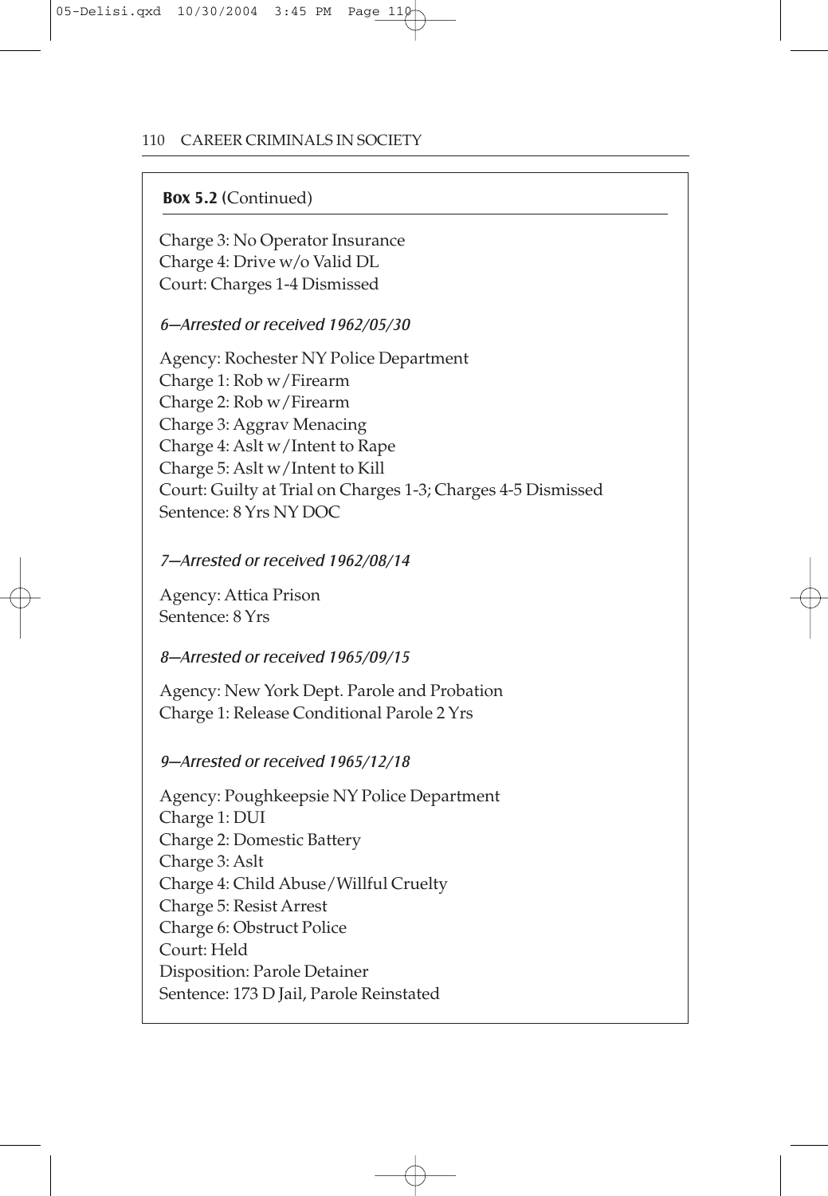**Box 5.2** (Continued)

Charge 3: No Operator Insurance
Charge 4: Drive w/o Valid DL
Court: Charges 1-4 Dismissed

*6—Arrested or received 1962/05/30*

Agency: Rochester NY Police Department
Charge 1: Rob w/Firearm
Charge 2: Rob w/Firearm
Charge 3: Aggrav Menacing
Charge 4: Aslt w/Intent to Rape
Charge 5: Aslt w/Intent to Kill
Court: Guilty at Trial on Charges 1-3; Charges 4-5 Dismissed
Sentence: 8 Yrs NY DOC

*7—Arrested or received 1962/08/14*

Agency: Attica Prison
Sentence: 8 Yrs

*8—Arrested or received 1965/09/15*

Agency: New York Dept. Parole and Probation
Charge 1: Release Conditional Parole 2 Yrs

*9—Arrested or received 1965/12/18*

Agency: Poughkeepsie NY Police Department
Charge 1: DUI
Charge 2: Domestic Battery
Charge 3: Aslt
Charge 4: Child Abuse/Willful Cruelty
Charge 5: Resist Arrest
Charge 6: Obstruct Police
Court: Held
Disposition: Parole Detainer
Sentence: 173 D Jail, Parole Reinstated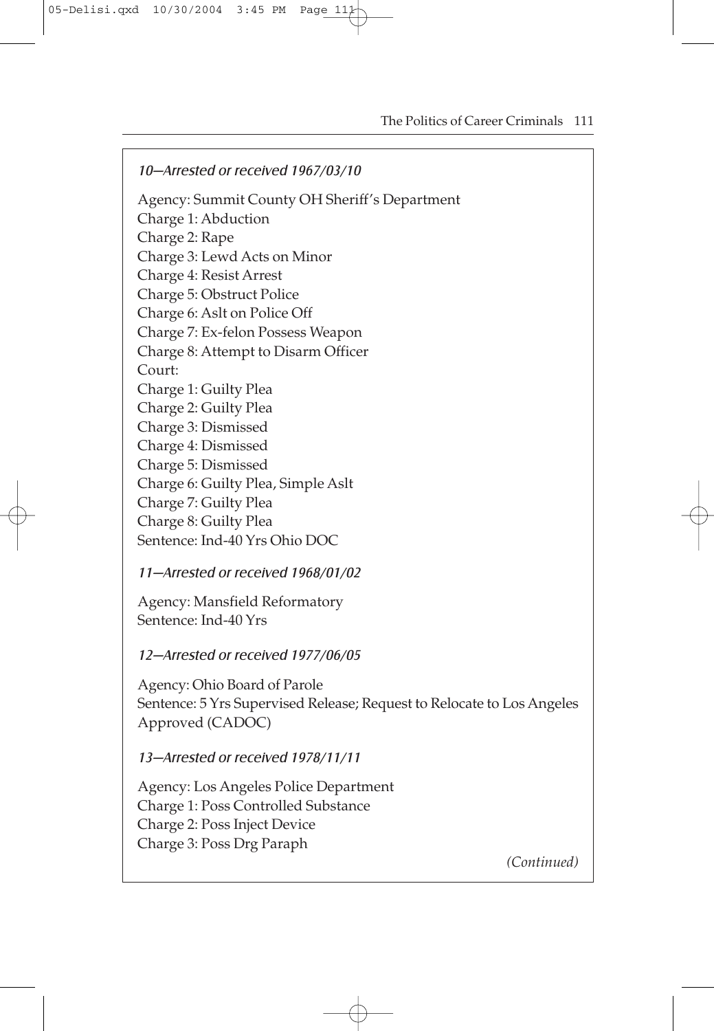*10—Arrested or received 1967/03/10*

Agency: Summit County OH Sheriff's Department
Charge 1: Abduction
Charge 2: Rape
Charge 3: Lewd Acts on Minor
Charge 4: Resist Arrest
Charge 5: Obstruct Police
Charge 6: Aslt on Police Off
Charge 7: Ex-felon Possess Weapon
Charge 8: Attempt to Disarm Officer
Court:
Charge 1: Guilty Plea
Charge 2: Guilty Plea
Charge 3: Dismissed
Charge 4: Dismissed
Charge 5: Dismissed
Charge 6: Guilty Plea, Simple Aslt
Charge 7: Guilty Plea
Charge 8: Guilty Plea
Sentence: Ind-40 Yrs Ohio DOC

*11—Arrested or received 1968/01/02*

Agency: Mansfield Reformatory
Sentence: Ind-40 Yrs

*12—Arrested or received 1977/06/05*

Agency: Ohio Board of Parole
Sentence: 5 Yrs Supervised Release; Request to Relocate to Los Angeles Approved (CADOC)

*13—Arrested or received 1978/11/11*

Agency: Los Angeles Police Department
Charge 1: Poss Controlled Substance
Charge 2: Poss Inject Device
Charge 3: Poss Drg Paraph

*(Continued)*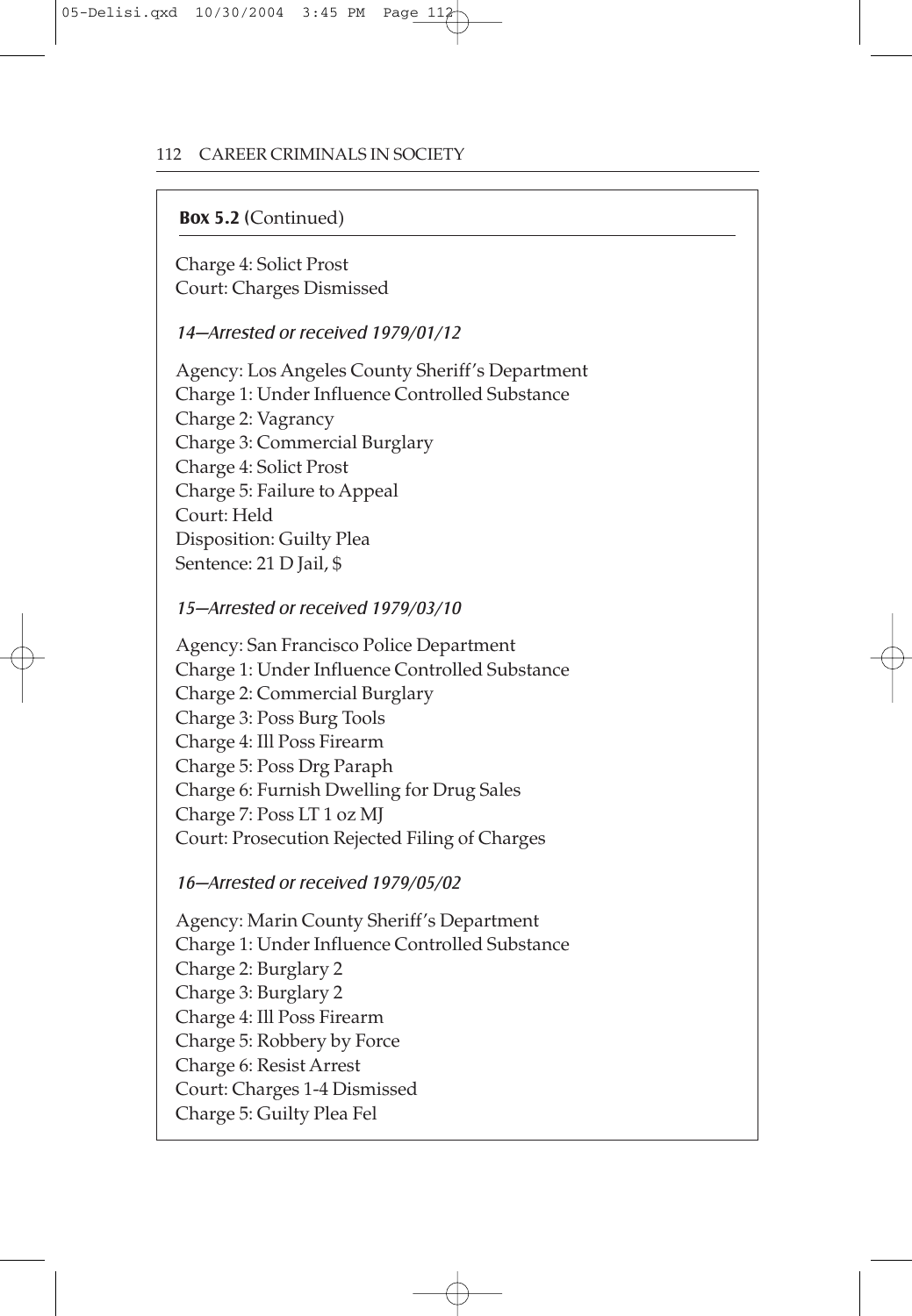**Box 5.2** (Continued)

Charge 4: Solict Prost
Court: Charges Dismissed

*14—Arrested or received 1979/01/12*

Agency: Los Angeles County Sheriff's Department
Charge 1: Under Influence Controlled Substance
Charge 2: Vagrancy
Charge 3: Commercial Burglary
Charge 4: Solict Prost
Charge 5: Failure to Appeal
Court: Held
Disposition: Guilty Plea
Sentence: 21 D Jail, $

*15—Arrested or received 1979/03/10*

Agency: San Francisco Police Department
Charge 1: Under Influence Controlled Substance
Charge 2: Commercial Burglary
Charge 3: Poss Burg Tools
Charge 4: Ill Poss Firearm
Charge 5: Poss Drg Paraph
Charge 6: Furnish Dwelling for Drug Sales
Charge 7: Poss LT 1 oz MJ
Court: Prosecution Rejected Filing of Charges

*16—Arrested or received 1979/05/02*

Agency: Marin County Sheriff's Department
Charge 1: Under Influence Controlled Substance
Charge 2: Burglary 2
Charge 3: Burglary 2
Charge 4: Ill Poss Firearm
Charge 5: Robbery by Force
Charge 6: Resist Arrest
Court: Charges 1-4 Dismissed
Charge 5: Guilty Plea Fel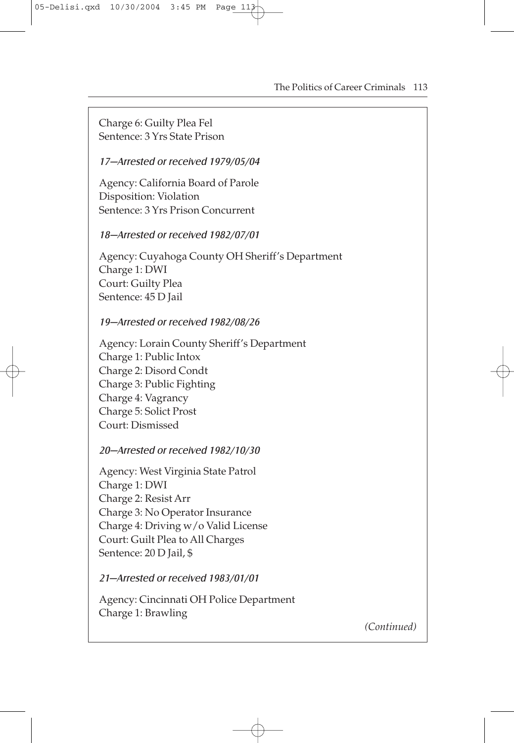Charge 6: Guilty Plea Fel
Sentence: 3 Yrs State Prison

*17—Arrested or received 1979/05/04*

Agency: California Board of Parole
Disposition: Violation
Sentence: 3 Yrs Prison Concurrent

*18—Arrested or received 1982/07/01*

Agency: Cuyahoga County OH Sheriff's Department
Charge 1: DWI
Court: Guilty Plea
Sentence: 45 D Jail

*19—Arrested or received 1982/08/26*

Agency: Lorain County Sheriff's Department
Charge 1: Public Intox
Charge 2: Disord Condt
Charge 3: Public Fighting
Charge 4: Vagrancy
Charge 5: Solict Prost
Court: Dismissed

*20—Arrested or received 1982/10/30*

Agency: West Virginia State Patrol
Charge 1: DWI
Charge 2: Resist Arr
Charge 3: No Operator Insurance
Charge 4: Driving w/o Valid License
Court: Guilt Plea to All Charges
Sentence: 20 D Jail, $

*21—Arrested or received 1983/01/01*

Agency: Cincinnati OH Police Department
Charge 1: Brawling

*(Continued)*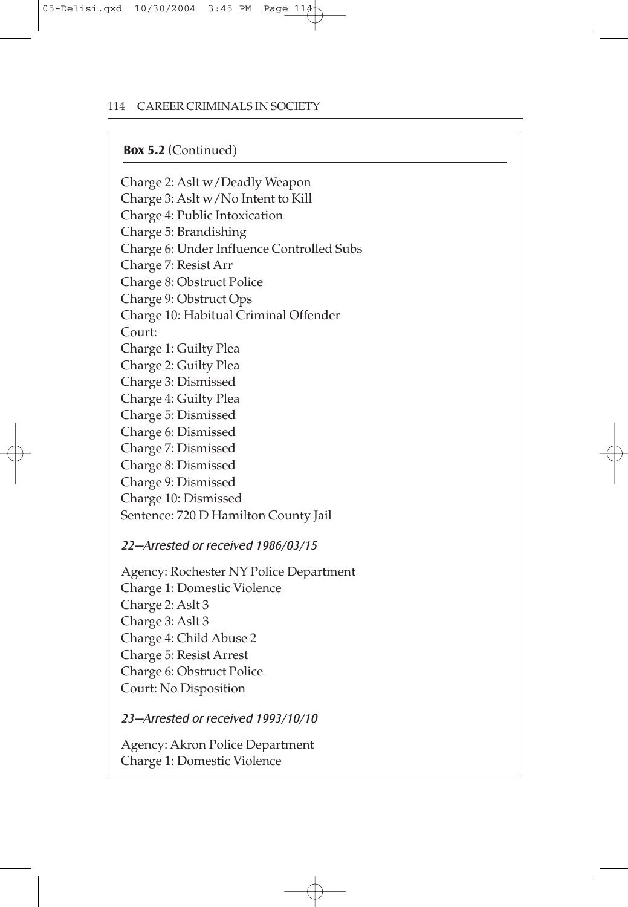**Box 5.2** (Continued)

Charge 2: Aslt w/Deadly Weapon
Charge 3: Aslt w/No Intent to Kill
Charge 4: Public Intoxication
Charge 5: Brandishing
Charge 6: Under Influence Controlled Subs
Charge 7: Resist Arr
Charge 8: Obstruct Police
Charge 9: Obstruct Ops
Charge 10: Habitual Criminal Offender
Court:
Charge 1: Guilty Plea
Charge 2: Guilty Plea
Charge 3: Dismissed
Charge 4: Guilty Plea
Charge 5: Dismissed
Charge 6: Dismissed
Charge 7: Dismissed
Charge 8: Dismissed
Charge 9: Dismissed
Charge 10: Dismissed
Sentence: 720 D Hamilton County Jail

*22—Arrested or received 1986/03/15*

Agency: Rochester NY Police Department
Charge 1: Domestic Violence
Charge 2: Aslt 3
Charge 3: Aslt 3
Charge 4: Child Abuse 2
Charge 5: Resist Arrest
Charge 6: Obstruct Police
Court: No Disposition

*23—Arrested or received 1993/10/10*

Agency: Akron Police Department
Charge 1: Domestic Violence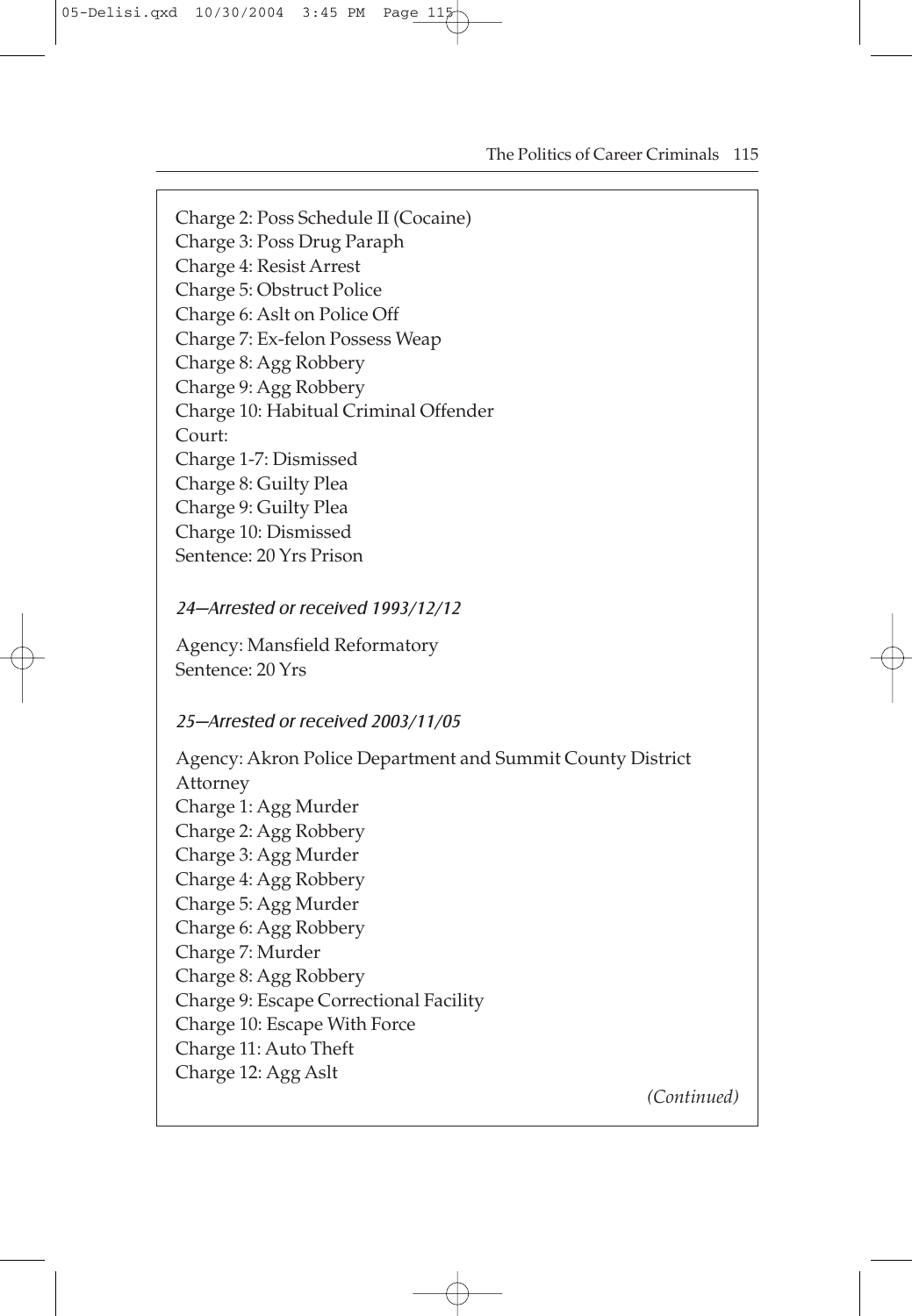Charge 2: Poss Schedule II (Cocaine)
Charge 3: Poss Drug Paraph
Charge 4: Resist Arrest
Charge 5: Obstruct Police
Charge 6: Aslt on Police Off
Charge 7: Ex-felon Possess Weap
Charge 8: Agg Robbery
Charge 9: Agg Robbery
Charge 10: Habitual Criminal Offender
Court:
Charge 1-7: Dismissed
Charge 8: Guilty Plea
Charge 9: Guilty Plea
Charge 10: Dismissed
Sentence: 20 Yrs Prison

*24—Arrested or received 1993/12/12*

Agency: Mansfield Reformatory
Sentence: 20 Yrs

*25—Arrested or received 2003/11/05*

Agency: Akron Police Department and Summit County District Attorney
Charge 1: Agg Murder
Charge 2: Agg Robbery
Charge 3: Agg Murder
Charge 4: Agg Robbery
Charge 5: Agg Murder
Charge 6: Agg Robbery
Charge 7: Murder
Charge 8: Agg Robbery
Charge 9: Escape Correctional Facility
Charge 10: Escape With Force
Charge 11: Auto Theft
Charge 12: Agg Aslt

*(Continued)*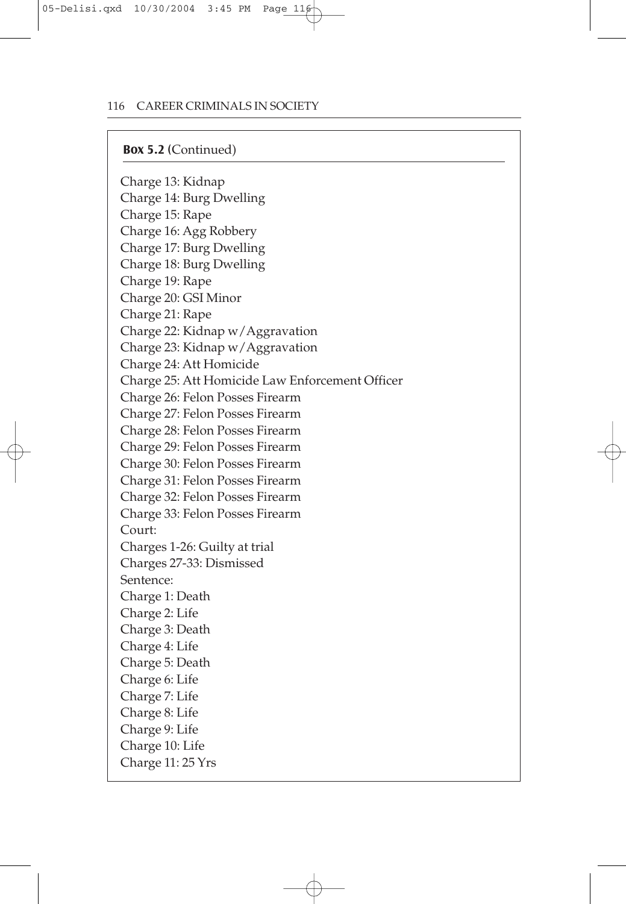**Box 5.2** (Continued)

Charge 13: Kidnap
Charge 14: Burg Dwelling
Charge 15: Rape
Charge 16: Agg Robbery
Charge 17: Burg Dwelling
Charge 18: Burg Dwelling
Charge 19: Rape
Charge 20: GSI Minor
Charge 21: Rape
Charge 22: Kidnap w/Aggravation
Charge 23: Kidnap w/Aggravation
Charge 24: Att Homicide
Charge 25: Att Homicide Law Enforcement Officer
Charge 26: Felon Posses Firearm
Charge 27: Felon Posses Firearm
Charge 28: Felon Posses Firearm
Charge 29: Felon Posses Firearm
Charge 30: Felon Posses Firearm
Charge 31: Felon Posses Firearm
Charge 32: Felon Posses Firearm
Charge 33: Felon Posses Firearm
Court:
Charges 1-26: Guilty at trial
Charges 27-33: Dismissed
Sentence:
Charge 1: Death
Charge 2: Life
Charge 3: Death
Charge 4: Life
Charge 5: Death
Charge 6: Life
Charge 7: Life
Charge 8: Life
Charge 9: Life
Charge 10: Life
Charge 11: 25 Yrs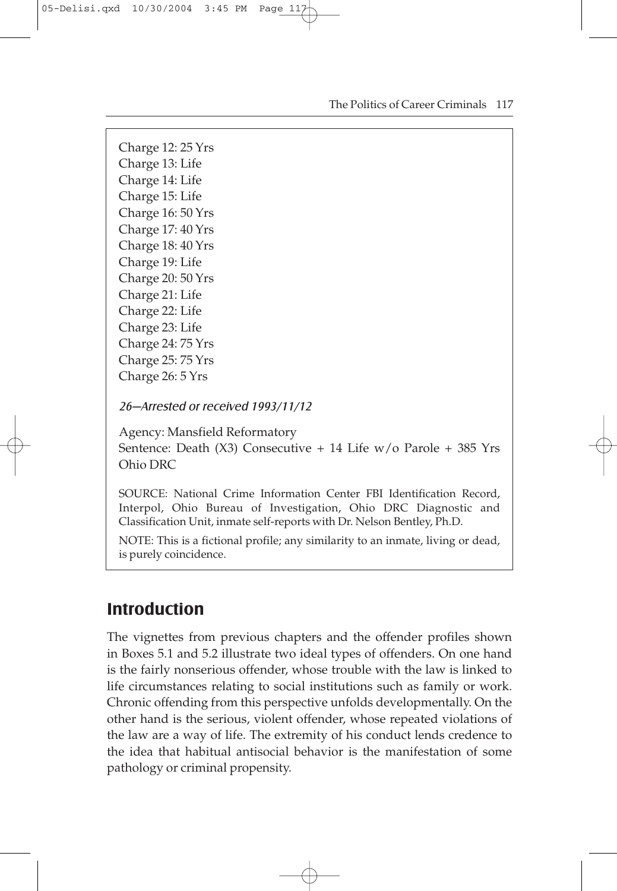Charge 12: 25 Yrs
Charge 13: Life
Charge 14: Life
Charge 15: Life
Charge 16: 50 Yrs
Charge 17: 40 Yrs
Charge 18: 40 Yrs
Charge 19: Life
Charge 20: 50 Yrs
Charge 21: Life
Charge 22: Life
Charge 23: Life
Charge 24: 75 Yrs
Charge 25: 75 Yrs
Charge 26: 5 Yrs

*26—Arrested or received 1993/11/12*

Agency: Mansfield Reformatory
Sentence: Death (X3) Consecutive + 14 Life w/o Parole + 385 Yrs Ohio DRC

SOURCE: National Crime Information Center FBI Identification Record, Interpol, Ohio Bureau of Investigation, Ohio DRC Diagnostic and Classification Unit, inmate self-reports with Dr. Nelson Bentley, Ph.D.

NOTE: This is a fictional profile; any similarity to an inmate, living or dead, is purely coincidence.

## Introduction

The vignettes from previous chapters and the offender profiles shown in Boxes 5.1 and 5.2 illustrate two ideal types of offenders. On one hand is the fairly nonserious offender, whose trouble with the law is linked to life circumstances relating to social institutions such as family or work. Chronic offending from this perspective unfolds developmentally. On the other hand is the serious, violent offender, whose repeated violations of the law are a way of life. The extremity of his conduct lends credence to the idea that habitual antisocial behavior is the manifestation of some pathology or criminal propensity.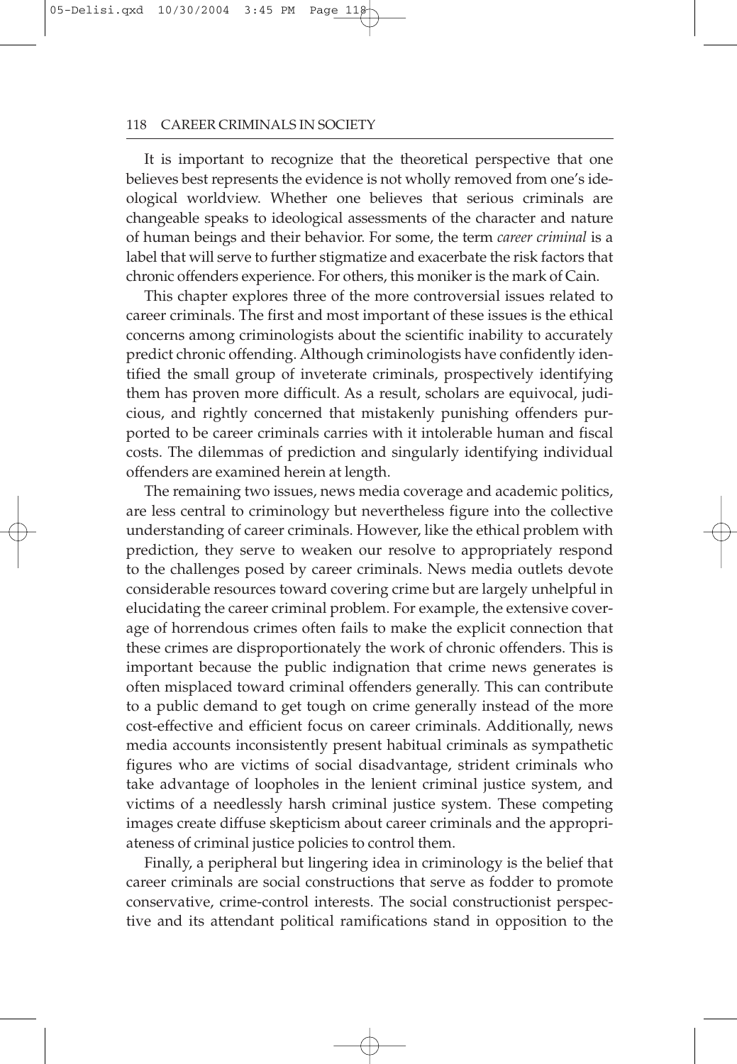It is important to recognize that the theoretical perspective that one believes best represents the evidence is not wholly removed from one's ideological worldview. Whether one believes that serious criminals are changeable speaks to ideological assessments of the character and nature of human beings and their behavior. For some, the term *career criminal* is a label that will serve to further stigmatize and exacerbate the risk factors that chronic offenders experience. For others, this moniker is the mark of Cain.

This chapter explores three of the more controversial issues related to career criminals. The first and most important of these issues is the ethical concerns among criminologists about the scientific inability to accurately predict chronic offending. Although criminologists have confidently identified the small group of inveterate criminals, prospectively identifying them has proven more difficult. As a result, scholars are equivocal, judicious, and rightly concerned that mistakenly punishing offenders purported to be career criminals carries with it intolerable human and fiscal costs. The dilemmas of prediction and singularly identifying individual offenders are examined herein at length.

The remaining two issues, news media coverage and academic politics, are less central to criminology but nevertheless figure into the collective understanding of career criminals. However, like the ethical problem with prediction, they serve to weaken our resolve to appropriately respond to the challenges posed by career criminals. News media outlets devote considerable resources toward covering crime but are largely unhelpful in elucidating the career criminal problem. For example, the extensive coverage of horrendous crimes often fails to make the explicit connection that these crimes are disproportionately the work of chronic offenders. This is important because the public indignation that crime news generates is often misplaced toward criminal offenders generally. This can contribute to a public demand to get tough on crime generally instead of the more cost-effective and efficient focus on career criminals. Additionally, news media accounts inconsistently present habitual criminals as sympathetic figures who are victims of social disadvantage, strident criminals who take advantage of loopholes in the lenient criminal justice system, and victims of a needlessly harsh criminal justice system. These competing images create diffuse skepticism about career criminals and the appropriateness of criminal justice policies to control them.

Finally, a peripheral but lingering idea in criminology is the belief that career criminals are social constructions that serve as fodder to promote conservative, crime-control interests. The social constructionist perspective and its attendant political ramifications stand in opposition to the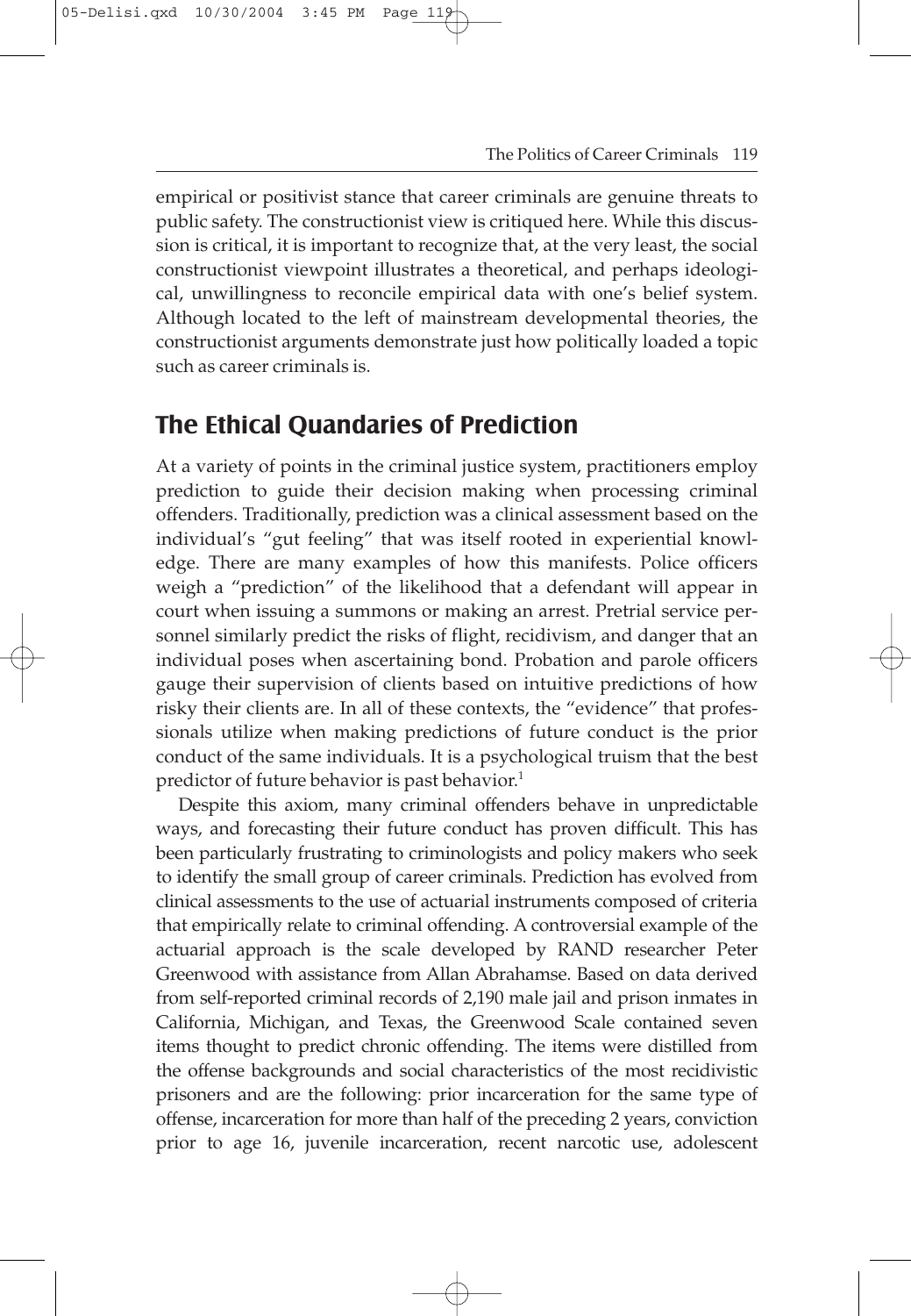empirical or positivist stance that career criminals are genuine threats to public safety. The constructionist view is critiqued here. While this discussion is critical, it is important to recognize that, at the very least, the social constructionist viewpoint illustrates a theoretical, and perhaps ideological, unwillingness to reconcile empirical data with one's belief system. Although located to the left of mainstream developmental theories, the constructionist arguments demonstrate just how politically loaded a topic such as career criminals is.

## The Ethical Quandaries of Prediction

At a variety of points in the criminal justice system, practitioners employ prediction to guide their decision making when processing criminal offenders. Traditionally, prediction was a clinical assessment based on the individual's "gut feeling" that was itself rooted in experiential knowledge. There are many examples of how this manifests. Police officers weigh a "prediction" of the likelihood that a defendant will appear in court when issuing a summons or making an arrest. Pretrial service personnel similarly predict the risks of flight, recidivism, and danger that an individual poses when ascertaining bond. Probation and parole officers gauge their supervision of clients based on intuitive predictions of how risky their clients are. In all of these contexts, the "evidence" that professionals utilize when making predictions of future conduct is the prior conduct of the same individuals. It is a psychological truism that the best predictor of future behavior is past behavior.[1]

Despite this axiom, many criminal offenders behave in unpredictable ways, and forecasting their future conduct has proven difficult. This has been particularly frustrating to criminologists and policy makers who seek to identify the small group of career criminals. Prediction has evolved from clinical assessments to the use of actuarial instruments composed of criteria that empirically relate to criminal offending. A controversial example of the actuarial approach is the scale developed by RAND researcher Peter Greenwood with assistance from Allan Abrahamse. Based on data derived from self-reported criminal records of 2,190 male jail and prison inmates in California, Michigan, and Texas, the Greenwood Scale contained seven items thought to predict chronic offending. The items were distilled from the offense backgrounds and social characteristics of the most recidivistic prisoners and are the following: prior incarceration for the same type of offense, incarceration for more than half of the preceding 2 years, conviction prior to age 16, juvenile incarceration, recent narcotic use, adolescent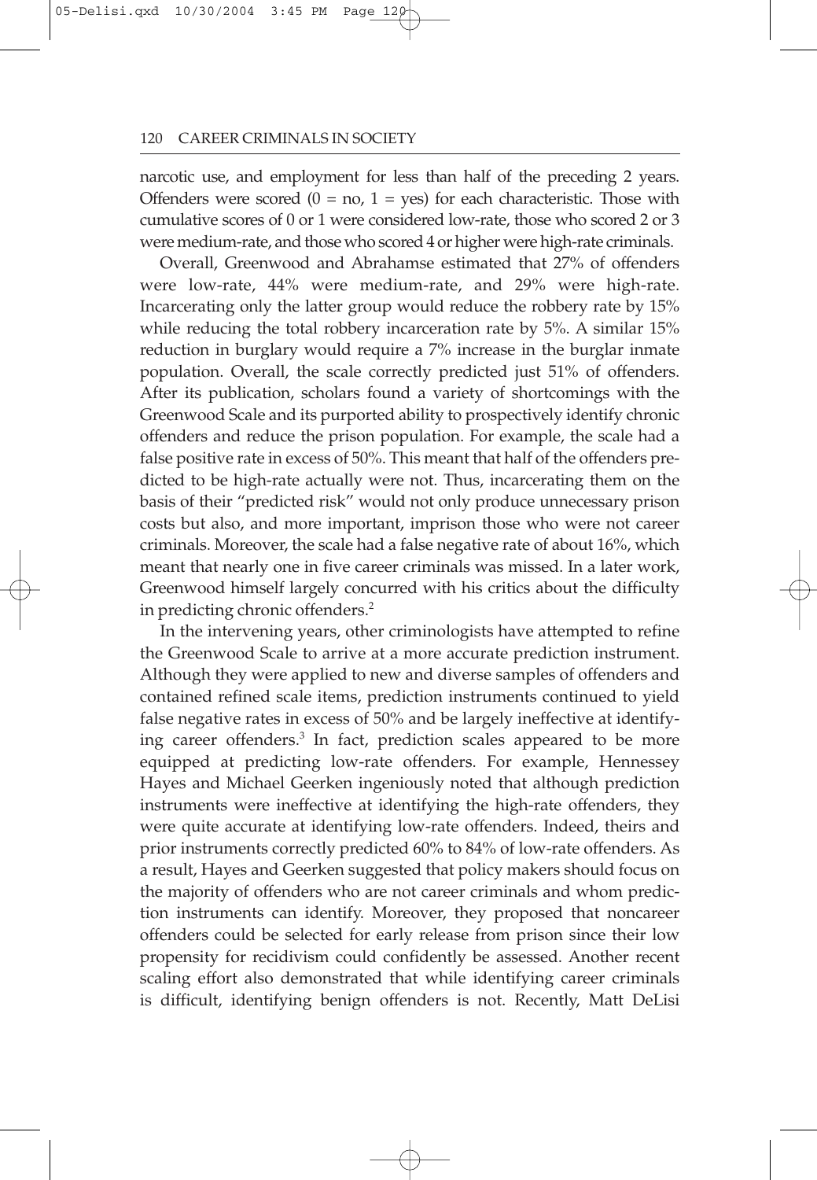narcotic use, and employment for less than half of the preceding 2 years. Offenders were scored (0 = no, 1 = yes) for each characteristic. Those with cumulative scores of 0 or 1 were considered low-rate, those who scored 2 or 3 were medium-rate, and those who scored 4 or higher were high-rate criminals.

Overall, Greenwood and Abrahamse estimated that 27% of offenders were low-rate, 44% were medium-rate, and 29% were high-rate. Incarcerating only the latter group would reduce the robbery rate by 15% while reducing the total robbery incarceration rate by 5%. A similar 15% reduction in burglary would require a 7% increase in the burglar inmate population. Overall, the scale correctly predicted just 51% of offenders. After its publication, scholars found a variety of shortcomings with the Greenwood Scale and its purported ability to prospectively identify chronic offenders and reduce the prison population. For example, the scale had a false positive rate in excess of 50%. This meant that half of the offenders predicted to be high-rate actually were not. Thus, incarcerating them on the basis of their "predicted risk" would not only produce unnecessary prison costs but also, and more important, imprison those who were not career criminals. Moreover, the scale had a false negative rate of about 16%, which meant that nearly one in five career criminals was missed. In a later work, Greenwood himself largely concurred with his critics about the difficulty in predicting chronic offenders.[2]

In the intervening years, other criminologists have attempted to refine the Greenwood Scale to arrive at a more accurate prediction instrument. Although they were applied to new and diverse samples of offenders and contained refined scale items, prediction instruments continued to yield false negative rates in excess of 50% and be largely ineffective at identifying career offenders.[3] In fact, prediction scales appeared to be more equipped at predicting low-rate offenders. For example, Hennessey Hayes and Michael Geerken ingeniously noted that although prediction instruments were ineffective at identifying the high-rate offenders, they were quite accurate at identifying low-rate offenders. Indeed, theirs and prior instruments correctly predicted 60% to 84% of low-rate offenders. As a result, Hayes and Geerken suggested that policy makers should focus on the majority of offenders who are not career criminals and whom prediction instruments can identify. Moreover, they proposed that noncareer offenders could be selected for early release from prison since their low propensity for recidivism could confidently be assessed. Another recent scaling effort also demonstrated that while identifying career criminals is difficult, identifying benign offenders is not. Recently, Matt DeLisi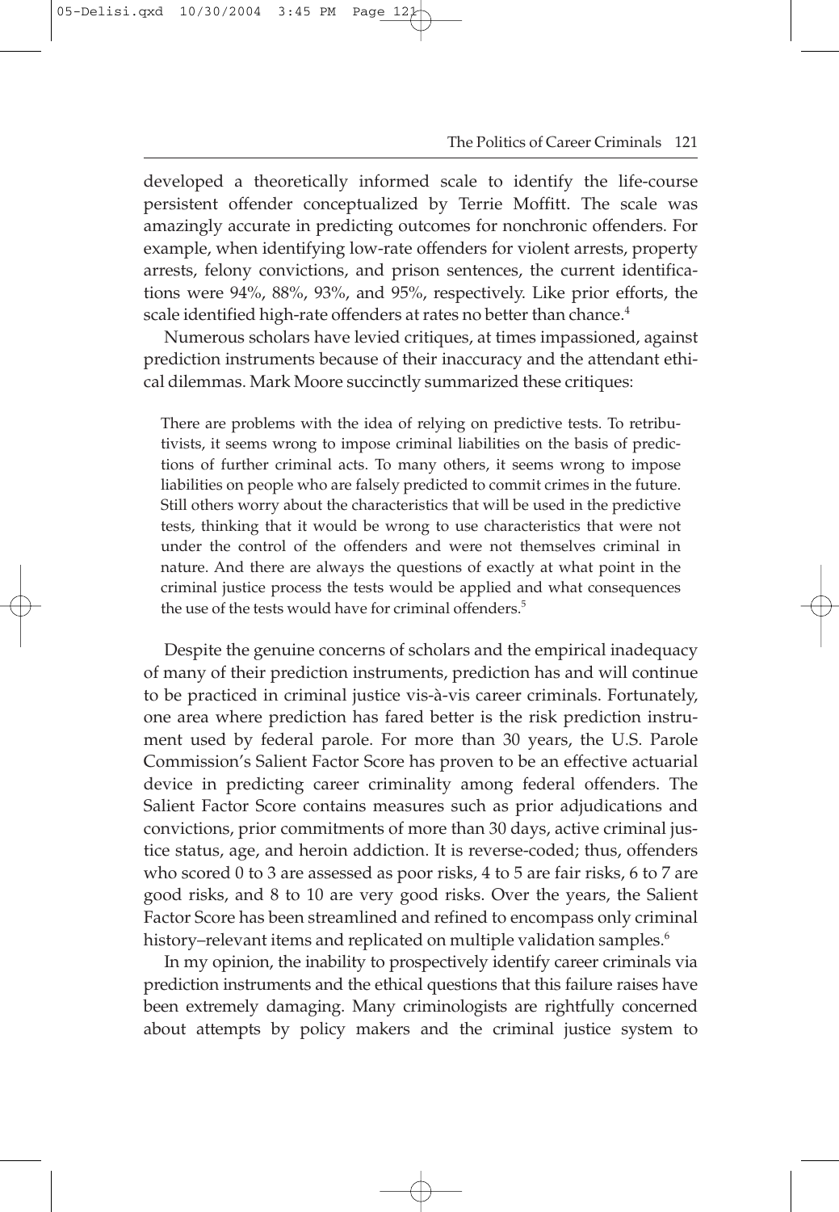developed a theoretically informed scale to identify the life-course persistent offender conceptualized by Terrie Moffitt. The scale was amazingly accurate in predicting outcomes for nonchronic offenders. For example, when identifying low-rate offenders for violent arrests, property arrests, felony convictions, and prison sentences, the current identifications were 94%, 88%, 93%, and 95%, respectively. Like prior efforts, the scale identified high-rate offenders at rates no better than chance.[4]

Numerous scholars have levied critiques, at times impassioned, against prediction instruments because of their inaccuracy and the attendant ethical dilemmas. Mark Moore succinctly summarized these critiques:

> There are problems with the idea of relying on predictive tests. To retributivists, it seems wrong to impose criminal liabilities on the basis of predictions of further criminal acts. To many others, it seems wrong to impose liabilities on people who are falsely predicted to commit crimes in the future. Still others worry about the characteristics that will be used in the predictive tests, thinking that it would be wrong to use characteristics that were not under the control of the offenders and were not themselves criminal in nature. And there are always the questions of exactly at what point in the criminal justice process the tests would be applied and what consequences the use of the tests would have for criminal offenders.[5]

Despite the genuine concerns of scholars and the empirical inadequacy of many of their prediction instruments, prediction has and will continue to be practiced in criminal justice vis-à-vis career criminals. Fortunately, one area where prediction has fared better is the risk prediction instrument used by federal parole. For more than 30 years, the U.S. Parole Commission's Salient Factor Score has proven to be an effective actuarial device in predicting career criminality among federal offenders. The Salient Factor Score contains measures such as prior adjudications and convictions, prior commitments of more than 30 days, active criminal justice status, age, and heroin addiction. It is reverse-coded; thus, offenders who scored 0 to 3 are assessed as poor risks, 4 to 5 are fair risks, 6 to 7 are good risks, and 8 to 10 are very good risks. Over the years, the Salient Factor Score has been streamlined and refined to encompass only criminal history–relevant items and replicated on multiple validation samples.[6]

In my opinion, the inability to prospectively identify career criminals via prediction instruments and the ethical questions that this failure raises have been extremely damaging. Many criminologists are rightfully concerned about attempts by policy makers and the criminal justice system to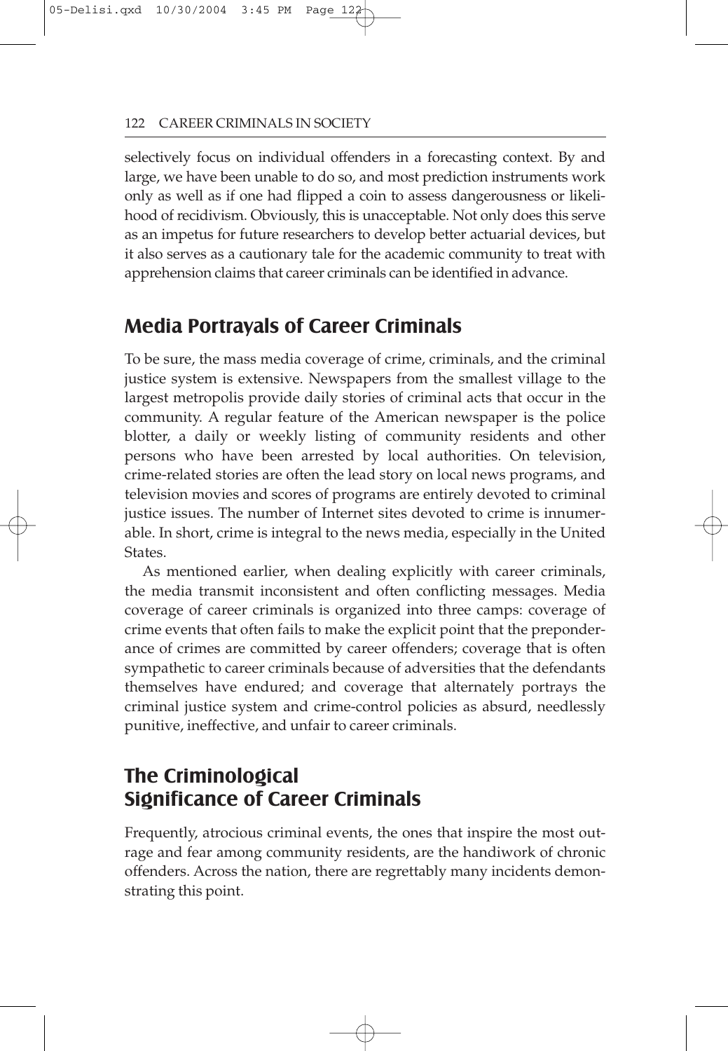selectively focus on individual offenders in a forecasting context. By and large, we have been unable to do so, and most prediction instruments work only as well as if one had flipped a coin to assess dangerousness or likelihood of recidivism. Obviously, this is unacceptable. Not only does this serve as an impetus for future researchers to develop better actuarial devices, but it also serves as a cautionary tale for the academic community to treat with apprehension claims that career criminals can be identified in advance.

## Media Portrayals of Career Criminals

To be sure, the mass media coverage of crime, criminals, and the criminal justice system is extensive. Newspapers from the smallest village to the largest metropolis provide daily stories of criminal acts that occur in the community. A regular feature of the American newspaper is the police blotter, a daily or weekly listing of community residents and other persons who have been arrested by local authorities. On television, crime-related stories are often the lead story on local news programs, and television movies and scores of programs are entirely devoted to criminal justice issues. The number of Internet sites devoted to crime is innumerable. In short, crime is integral to the news media, especially in the United States.

As mentioned earlier, when dealing explicitly with career criminals, the media transmit inconsistent and often conflicting messages. Media coverage of career criminals is organized into three camps: coverage of crime events that often fails to make the explicit point that the preponderance of crimes are committed by career offenders; coverage that is often sympathetic to career criminals because of adversities that the defendants themselves have endured; and coverage that alternately portrays the criminal justice system and crime-control policies as absurd, needlessly punitive, ineffective, and unfair to career criminals.

## The Criminological Significance of Career Criminals

Frequently, atrocious criminal events, the ones that inspire the most outrage and fear among community residents, are the handiwork of chronic offenders. Across the nation, there are regrettably many incidents demonstrating this point.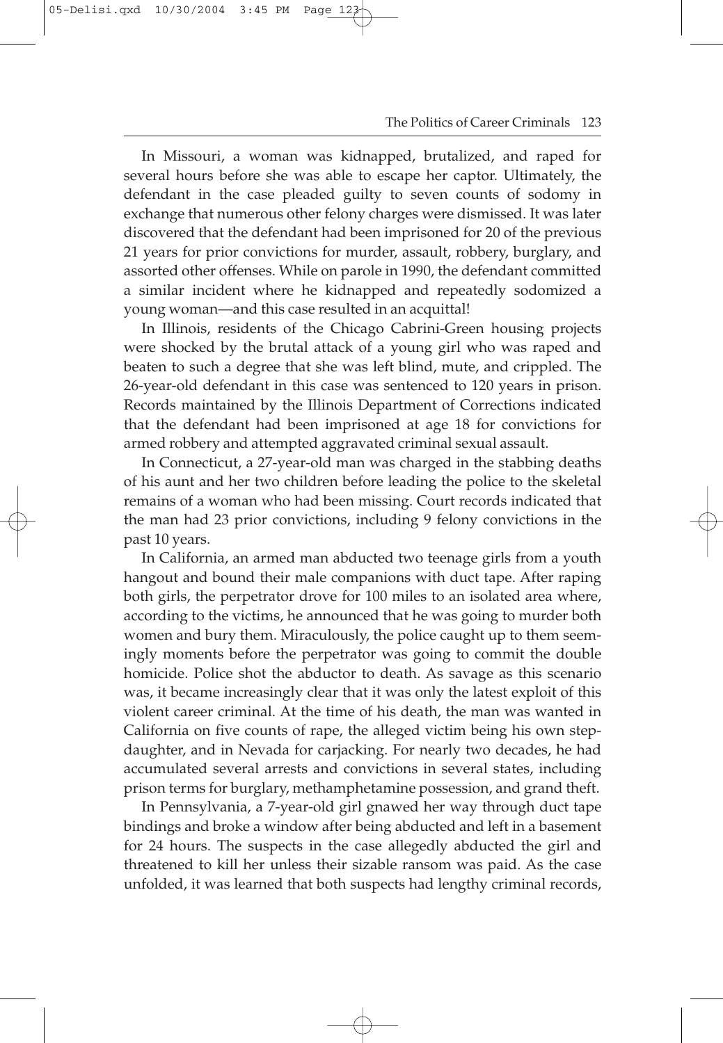In Missouri, a woman was kidnapped, brutalized, and raped for several hours before she was able to escape her captor. Ultimately, the defendant in the case pleaded guilty to seven counts of sodomy in exchange that numerous other felony charges were dismissed. It was later discovered that the defendant had been imprisoned for 20 of the previous 21 years for prior convictions for murder, assault, robbery, burglary, and assorted other offenses. While on parole in 1990, the defendant committed a similar incident where he kidnapped and repeatedly sodomized a young woman—and this case resulted in an acquittal!

In Illinois, residents of the Chicago Cabrini-Green housing projects were shocked by the brutal attack of a young girl who was raped and beaten to such a degree that she was left blind, mute, and crippled. The 26-year-old defendant in this case was sentenced to 120 years in prison. Records maintained by the Illinois Department of Corrections indicated that the defendant had been imprisoned at age 18 for convictions for armed robbery and attempted aggravated criminal sexual assault.

In Connecticut, a 27-year-old man was charged in the stabbing deaths of his aunt and her two children before leading the police to the skeletal remains of a woman who had been missing. Court records indicated that the man had 23 prior convictions, including 9 felony convictions in the past 10 years.

In California, an armed man abducted two teenage girls from a youth hangout and bound their male companions with duct tape. After raping both girls, the perpetrator drove for 100 miles to an isolated area where, according to the victims, he announced that he was going to murder both women and bury them. Miraculously, the police caught up to them seemingly moments before the perpetrator was going to commit the double homicide. Police shot the abductor to death. As savage as this scenario was, it became increasingly clear that it was only the latest exploit of this violent career criminal. At the time of his death, the man was wanted in California on five counts of rape, the alleged victim being his own stepdaughter, and in Nevada for carjacking. For nearly two decades, he had accumulated several arrests and convictions in several states, including prison terms for burglary, methamphetamine possession, and grand theft.

In Pennsylvania, a 7-year-old girl gnawed her way through duct tape bindings and broke a window after being abducted and left in a basement for 24 hours. The suspects in the case allegedly abducted the girl and threatened to kill her unless their sizable ransom was paid. As the case unfolded, it was learned that both suspects had lengthy criminal records,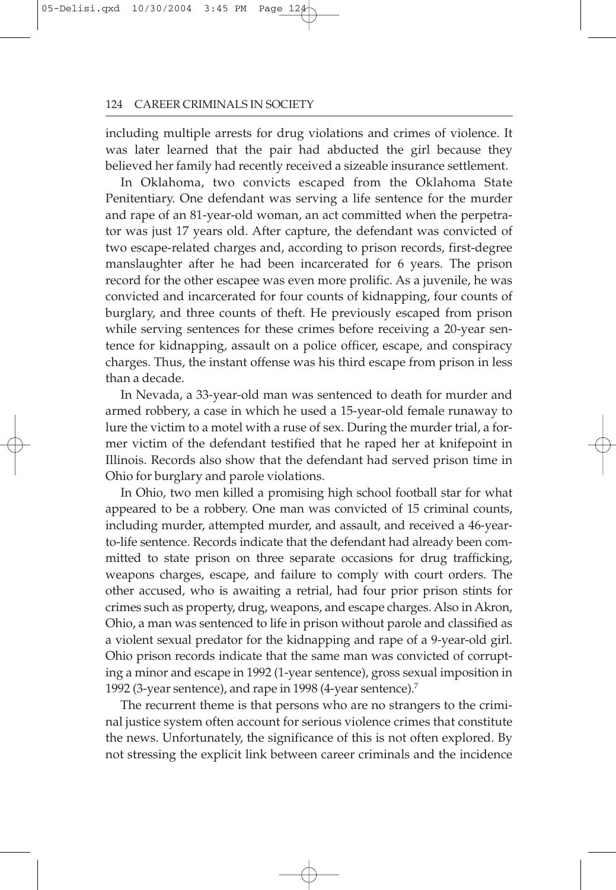including multiple arrests for drug violations and crimes of violence. It was later learned that the pair had abducted the girl because they believed her family had recently received a sizeable insurance settlement.

In Oklahoma, two convicts escaped from the Oklahoma State Penitentiary. One defendant was serving a life sentence for the murder and rape of an 81-year-old woman, an act committed when the perpetrator was just 17 years old. After capture, the defendant was convicted of two escape-related charges and, according to prison records, first-degree manslaughter after he had been incarcerated for 6 years. The prison record for the other escapee was even more prolific. As a juvenile, he was convicted and incarcerated for four counts of kidnapping, four counts of burglary, and three counts of theft. He previously escaped from prison while serving sentences for these crimes before receiving a 20-year sentence for kidnapping, assault on a police officer, escape, and conspiracy charges. Thus, the instant offense was his third escape from prison in less than a decade.

In Nevada, a 33-year-old man was sentenced to death for murder and armed robbery, a case in which he used a 15-year-old female runaway to lure the victim to a motel with a ruse of sex. During the murder trial, a former victim of the defendant testified that he raped her at knifepoint in Illinois. Records also show that the defendant had served prison time in Ohio for burglary and parole violations.

In Ohio, two men killed a promising high school football star for what appeared to be a robbery. One man was convicted of 15 criminal counts, including murder, attempted murder, and assault, and received a 46-year-to-life sentence. Records indicate that the defendant had already been committed to state prison on three separate occasions for drug trafficking, weapons charges, escape, and failure to comply with court orders. The other accused, who is awaiting a retrial, had four prior prison stints for crimes such as property, drug, weapons, and escape charges. Also in Akron, Ohio, a man was sentenced to life in prison without parole and classified as a violent sexual predator for the kidnapping and rape of a 9-year-old girl. Ohio prison records indicate that the same man was convicted of corrupting a minor and escape in 1992 (1-year sentence), gross sexual imposition in 1992 (3-year sentence), and rape in 1998 (4-year sentence).[7]

The recurrent theme is that persons who are no strangers to the criminal justice system often account for serious violence crimes that constitute the news. Unfortunately, the significance of this is not often explored. By not stressing the explicit link between career criminals and the incidence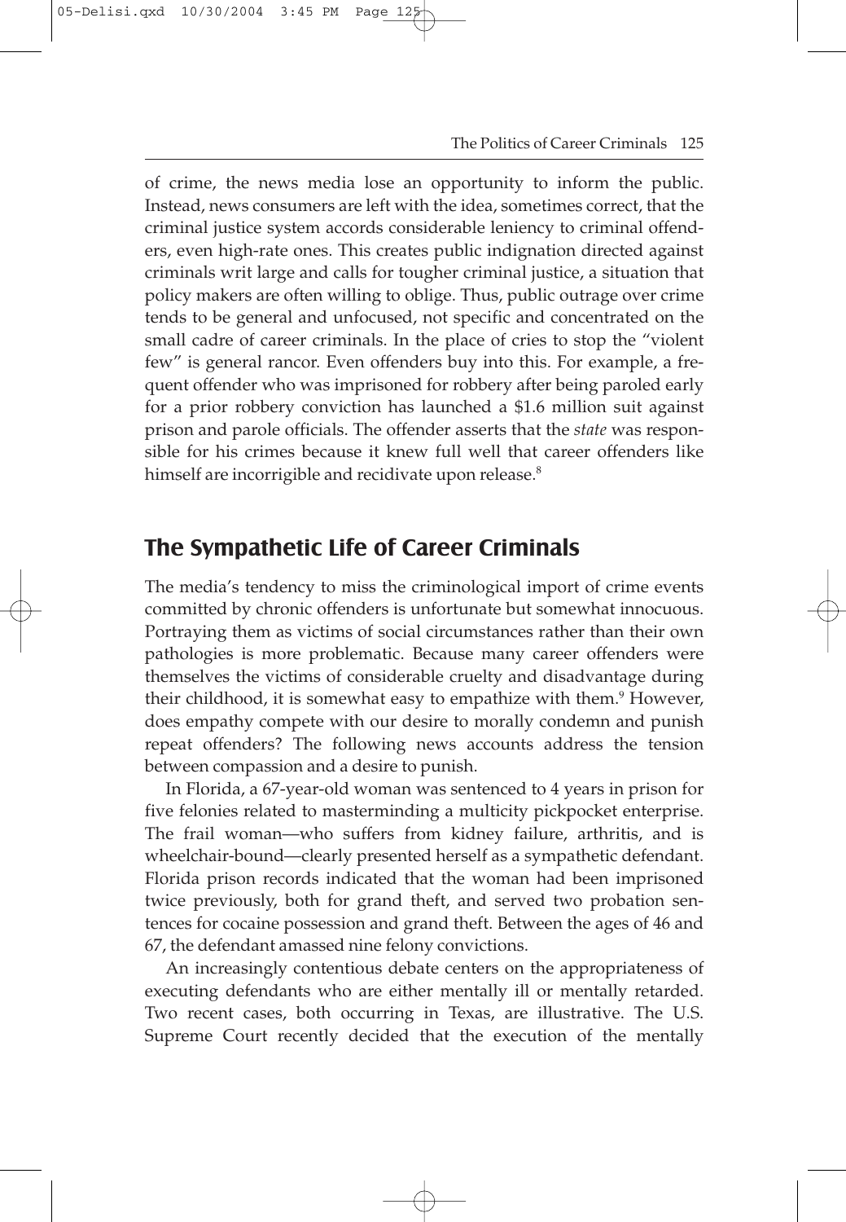of crime, the news media lose an opportunity to inform the public. Instead, news consumers are left with the idea, sometimes correct, that the criminal justice system accords considerable leniency to criminal offenders, even high-rate ones. This creates public indignation directed against criminals writ large and calls for tougher criminal justice, a situation that policy makers are often willing to oblige. Thus, public outrage over crime tends to be general and unfocused, not specific and concentrated on the small cadre of career criminals. In the place of cries to stop the "violent few" is general rancor. Even offenders buy into this. For example, a frequent offender who was imprisoned for robbery after being paroled early for a prior robbery conviction has launched a $1.6 million suit against prison and parole officials. The offender asserts that the *state* was responsible for his crimes because it knew full well that career offenders like himself are incorrigible and recidivate upon release.[8]

## The Sympathetic Life of Career Criminals

The media's tendency to miss the criminological import of crime events committed by chronic offenders is unfortunate but somewhat innocuous. Portraying them as victims of social circumstances rather than their own pathologies is more problematic. Because many career offenders were themselves the victims of considerable cruelty and disadvantage during their childhood, it is somewhat easy to empathize with them.[9] However, does empathy compete with our desire to morally condemn and punish repeat offenders? The following news accounts address the tension between compassion and a desire to punish.

In Florida, a 67-year-old woman was sentenced to 4 years in prison for five felonies related to masterminding a multicity pickpocket enterprise. The frail woman—who suffers from kidney failure, arthritis, and is wheelchair-bound—clearly presented herself as a sympathetic defendant. Florida prison records indicated that the woman had been imprisoned twice previously, both for grand theft, and served two probation sentences for cocaine possession and grand theft. Between the ages of 46 and 67, the defendant amassed nine felony convictions.

An increasingly contentious debate centers on the appropriateness of executing defendants who are either mentally ill or mentally retarded. Two recent cases, both occurring in Texas, are illustrative. The U.S. Supreme Court recently decided that the execution of the mentally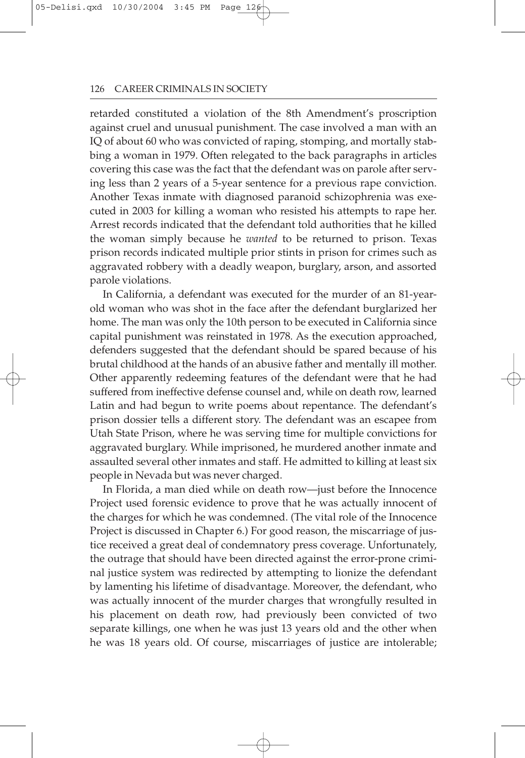retarded constituted a violation of the 8th Amendment's proscription against cruel and unusual punishment. The case involved a man with an IQ of about 60 who was convicted of raping, stomping, and mortally stabbing a woman in 1979. Often relegated to the back paragraphs in articles covering this case was the fact that the defendant was on parole after serving less than 2 years of a 5-year sentence for a previous rape conviction. Another Texas inmate with diagnosed paranoid schizophrenia was executed in 2003 for killing a woman who resisted his attempts to rape her. Arrest records indicated that the defendant told authorities that he killed the woman simply because he *wanted* to be returned to prison. Texas prison records indicated multiple prior stints in prison for crimes such as aggravated robbery with a deadly weapon, burglary, arson, and assorted parole violations.

In California, a defendant was executed for the murder of an 81-year-old woman who was shot in the face after the defendant burglarized her home. The man was only the 10th person to be executed in California since capital punishment was reinstated in 1978. As the execution approached, defenders suggested that the defendant should be spared because of his brutal childhood at the hands of an abusive father and mentally ill mother. Other apparently redeeming features of the defendant were that he had suffered from ineffective defense counsel and, while on death row, learned Latin and had begun to write poems about repentance. The defendant's prison dossier tells a different story. The defendant was an escapee from Utah State Prison, where he was serving time for multiple convictions for aggravated burglary. While imprisoned, he murdered another inmate and assaulted several other inmates and staff. He admitted to killing at least six people in Nevada but was never charged.

In Florida, a man died while on death row—just before the Innocence Project used forensic evidence to prove that he was actually innocent of the charges for which he was condemned. (The vital role of the Innocence Project is discussed in Chapter 6.) For good reason, the miscarriage of justice received a great deal of condemnatory press coverage. Unfortunately, the outrage that should have been directed against the error-prone criminal justice system was redirected by attempting to lionize the defendant by lamenting his lifetime of disadvantage. Moreover, the defendant, who was actually innocent of the murder charges that wrongfully resulted in his placement on death row, had previously been convicted of two separate killings, one when he was just 13 years old and the other when he was 18 years old. Of course, miscarriages of justice are intolerable;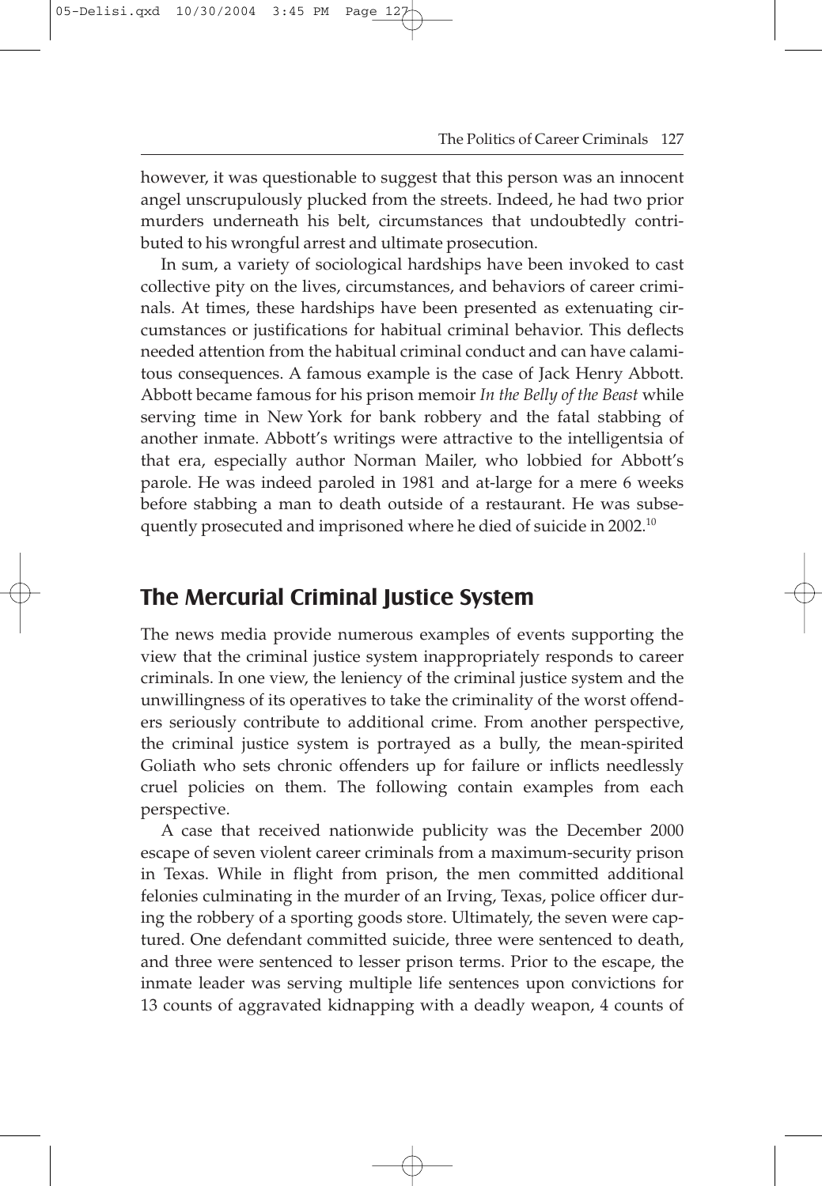however, it was questionable to suggest that this person was an innocent angel unscrupulously plucked from the streets. Indeed, he had two prior murders underneath his belt, circumstances that undoubtedly contributed to his wrongful arrest and ultimate prosecution.

In sum, a variety of sociological hardships have been invoked to cast collective pity on the lives, circumstances, and behaviors of career criminals. At times, these hardships have been presented as extenuating circumstances or justifications for habitual criminal behavior. This deflects needed attention from the habitual criminal conduct and can have calamitous consequences. A famous example is the case of Jack Henry Abbott. Abbott became famous for his prison memoir *In the Belly of the Beast* while serving time in New York for bank robbery and the fatal stabbing of another inmate. Abbott's writings were attractive to the intelligentsia of that era, especially author Norman Mailer, who lobbied for Abbott's parole. He was indeed paroled in 1981 and at-large for a mere 6 weeks before stabbing a man to death outside of a restaurant. He was subsequently prosecuted and imprisoned where he died of suicide in 2002.[10]

## The Mercurial Criminal Justice System

The news media provide numerous examples of events supporting the view that the criminal justice system inappropriately responds to career criminals. In one view, the leniency of the criminal justice system and the unwillingness of its operatives to take the criminality of the worst offenders seriously contribute to additional crime. From another perspective, the criminal justice system is portrayed as a bully, the mean-spirited Goliath who sets chronic offenders up for failure or inflicts needlessly cruel policies on them. The following contain examples from each perspective.

A case that received nationwide publicity was the December 2000 escape of seven violent career criminals from a maximum-security prison in Texas. While in flight from prison, the men committed additional felonies culminating in the murder of an Irving, Texas, police officer during the robbery of a sporting goods store. Ultimately, the seven were captured. One defendant committed suicide, three were sentenced to death, and three were sentenced to lesser prison terms. Prior to the escape, the inmate leader was serving multiple life sentences upon convictions for 13 counts of aggravated kidnapping with a deadly weapon, 4 counts of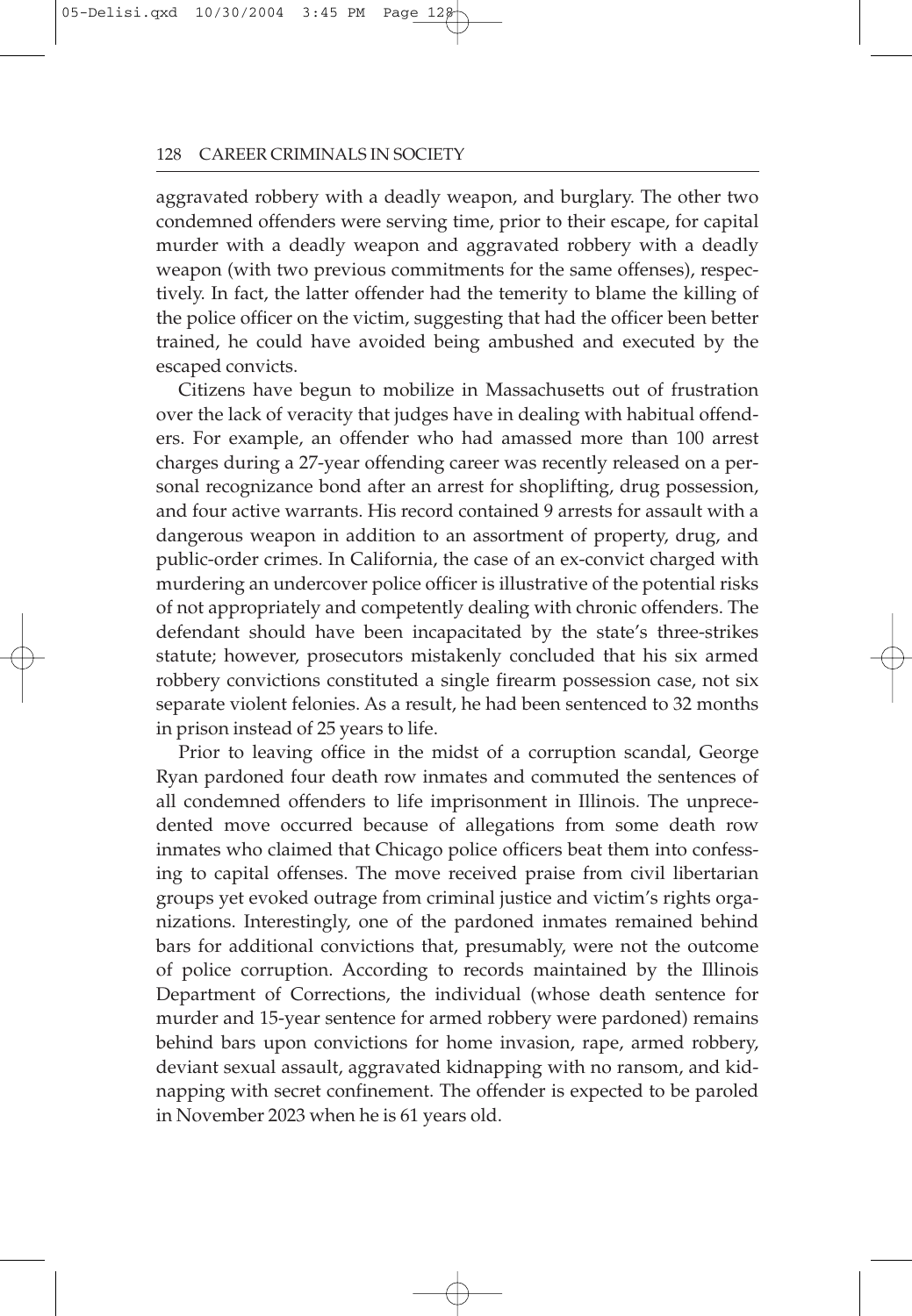aggravated robbery with a deadly weapon, and burglary. The other two condemned offenders were serving time, prior to their escape, for capital murder with a deadly weapon and aggravated robbery with a deadly weapon (with two previous commitments for the same offenses), respectively. In fact, the latter offender had the temerity to blame the killing of the police officer on the victim, suggesting that had the officer been better trained, he could have avoided being ambushed and executed by the escaped convicts.

Citizens have begun to mobilize in Massachusetts out of frustration over the lack of veracity that judges have in dealing with habitual offenders. For example, an offender who had amassed more than 100 arrest charges during a 27-year offending career was recently released on a personal recognizance bond after an arrest for shoplifting, drug possession, and four active warrants. His record contained 9 arrests for assault with a dangerous weapon in addition to an assortment of property, drug, and public-order crimes. In California, the case of an ex-convict charged with murdering an undercover police officer is illustrative of the potential risks of not appropriately and competently dealing with chronic offenders. The defendant should have been incapacitated by the state's three-strikes statute; however, prosecutors mistakenly concluded that his six armed robbery convictions constituted a single firearm possession case, not six separate violent felonies. As a result, he had been sentenced to 32 months in prison instead of 25 years to life.

Prior to leaving office in the midst of a corruption scandal, George Ryan pardoned four death row inmates and commuted the sentences of all condemned offenders to life imprisonment in Illinois. The unprecedented move occurred because of allegations from some death row inmates who claimed that Chicago police officers beat them into confessing to capital offenses. The move received praise from civil libertarian groups yet evoked outrage from criminal justice and victim's rights organizations. Interestingly, one of the pardoned inmates remained behind bars for additional convictions that, presumably, were not the outcome of police corruption. According to records maintained by the Illinois Department of Corrections, the individual (whose death sentence for murder and 15-year sentence for armed robbery were pardoned) remains behind bars upon convictions for home invasion, rape, armed robbery, deviant sexual assault, aggravated kidnapping with no ransom, and kidnapping with secret confinement. The offender is expected to be paroled in November 2023 when he is 61 years old.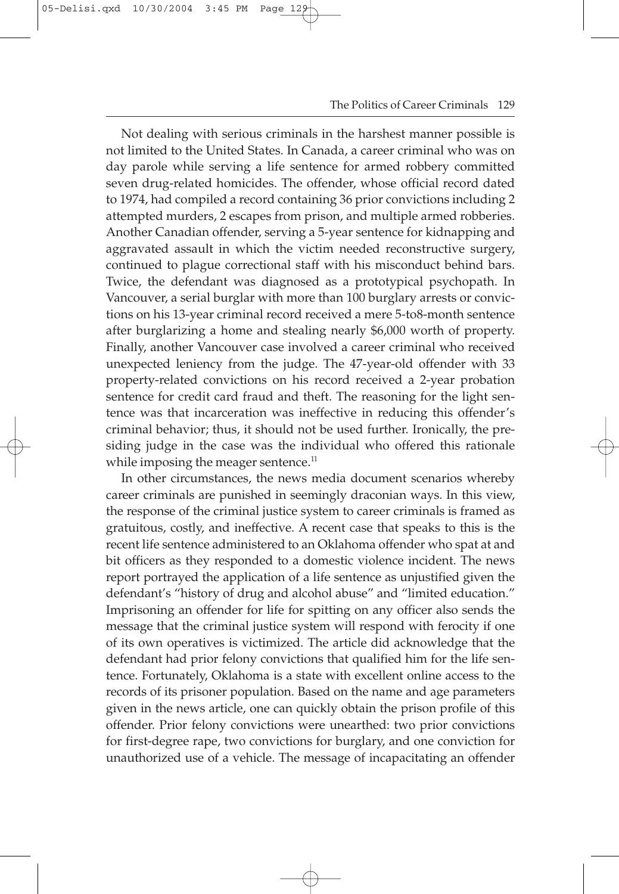Not dealing with serious criminals in the harshest manner possible is not limited to the United States. In Canada, a career criminal who was on day parole while serving a life sentence for armed robbery committed seven drug-related homicides. The offender, whose official record dated to 1974, had compiled a record containing 36 prior convictions including 2 attempted murders, 2 escapes from prison, and multiple armed robberies. Another Canadian offender, serving a 5-year sentence for kidnapping and aggravated assault in which the victim needed reconstructive surgery, continued to plague correctional staff with his misconduct behind bars. Twice, the defendant was diagnosed as a prototypical psychopath. In Vancouver, a serial burglar with more than 100 burglary arrests or convictions on his 13-year criminal record received a mere 5-to8-month sentence after burglarizing a home and stealing nearly $6,000 worth of property. Finally, another Vancouver case involved a career criminal who received unexpected leniency from the judge. The 47-year-old offender with 33 property-related convictions on his record received a 2-year probation sentence for credit card fraud and theft. The reasoning for the light sentence was that incarceration was ineffective in reducing this offender's criminal behavior; thus, it should not be used further. Ironically, the presiding judge in the case was the individual who offered this rationale while imposing the meager sentence.[11]

In other circumstances, the news media document scenarios whereby career criminals are punished in seemingly draconian ways. In this view, the response of the criminal justice system to career criminals is framed as gratuitous, costly, and ineffective. A recent case that speaks to this is the recent life sentence administered to an Oklahoma offender who spat at and bit officers as they responded to a domestic violence incident. The news report portrayed the application of a life sentence as unjustified given the defendant's "history of drug and alcohol abuse" and "limited education." Imprisoning an offender for life for spitting on any officer also sends the message that the criminal justice system will respond with ferocity if one of its own operatives is victimized. The article did acknowledge that the defendant had prior felony convictions that qualified him for the life sentence. Fortunately, Oklahoma is a state with excellent online access to the records of its prisoner population. Based on the name and age parameters given in the news article, one can quickly obtain the prison profile of this offender. Prior felony convictions were unearthed: two prior convictions for first-degree rape, two convictions for burglary, and one conviction for unauthorized use of a vehicle. The message of incapacitating an offender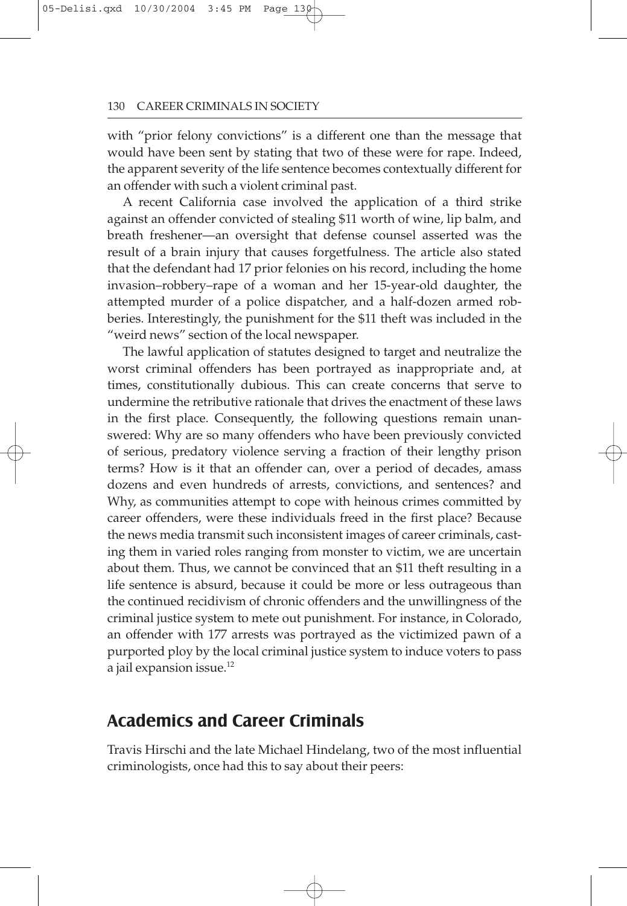with "prior felony convictions" is a different one than the message that would have been sent by stating that two of these were for rape. Indeed, the apparent severity of the life sentence becomes contextually different for an offender with such a violent criminal past.

A recent California case involved the application of a third strike against an offender convicted of stealing $11 worth of wine, lip balm, and breath freshener—an oversight that defense counsel asserted was the result of a brain injury that causes forgetfulness. The article also stated that the defendant had 17 prior felonies on his record, including the home invasion–robbery–rape of a woman and her 15-year-old daughter, the attempted murder of a police dispatcher, and a half-dozen armed robberies. Interestingly, the punishment for the $11 theft was included in the "weird news" section of the local newspaper.

The lawful application of statutes designed to target and neutralize the worst criminal offenders has been portrayed as inappropriate and, at times, constitutionally dubious. This can create concerns that serve to undermine the retributive rationale that drives the enactment of these laws in the first place. Consequently, the following questions remain unanswered: Why are so many offenders who have been previously convicted of serious, predatory violence serving a fraction of their lengthy prison terms? How is it that an offender can, over a period of decades, amass dozens and even hundreds of arrests, convictions, and sentences? and Why, as communities attempt to cope with heinous crimes committed by career offenders, were these individuals freed in the first place? Because the news media transmit such inconsistent images of career criminals, casting them in varied roles ranging from monster to victim, we are uncertain about them. Thus, we cannot be convinced that an $11 theft resulting in a life sentence is absurd, because it could be more or less outrageous than the continued recidivism of chronic offenders and the unwillingness of the criminal justice system to mete out punishment. For instance, in Colorado, an offender with 177 arrests was portrayed as the victimized pawn of a purported ploy by the local criminal justice system to induce voters to pass a jail expansion issue.[12]

## Academics and Career Criminals

Travis Hirschi and the late Michael Hindelang, two of the most influential criminologists, once had this to say about their peers: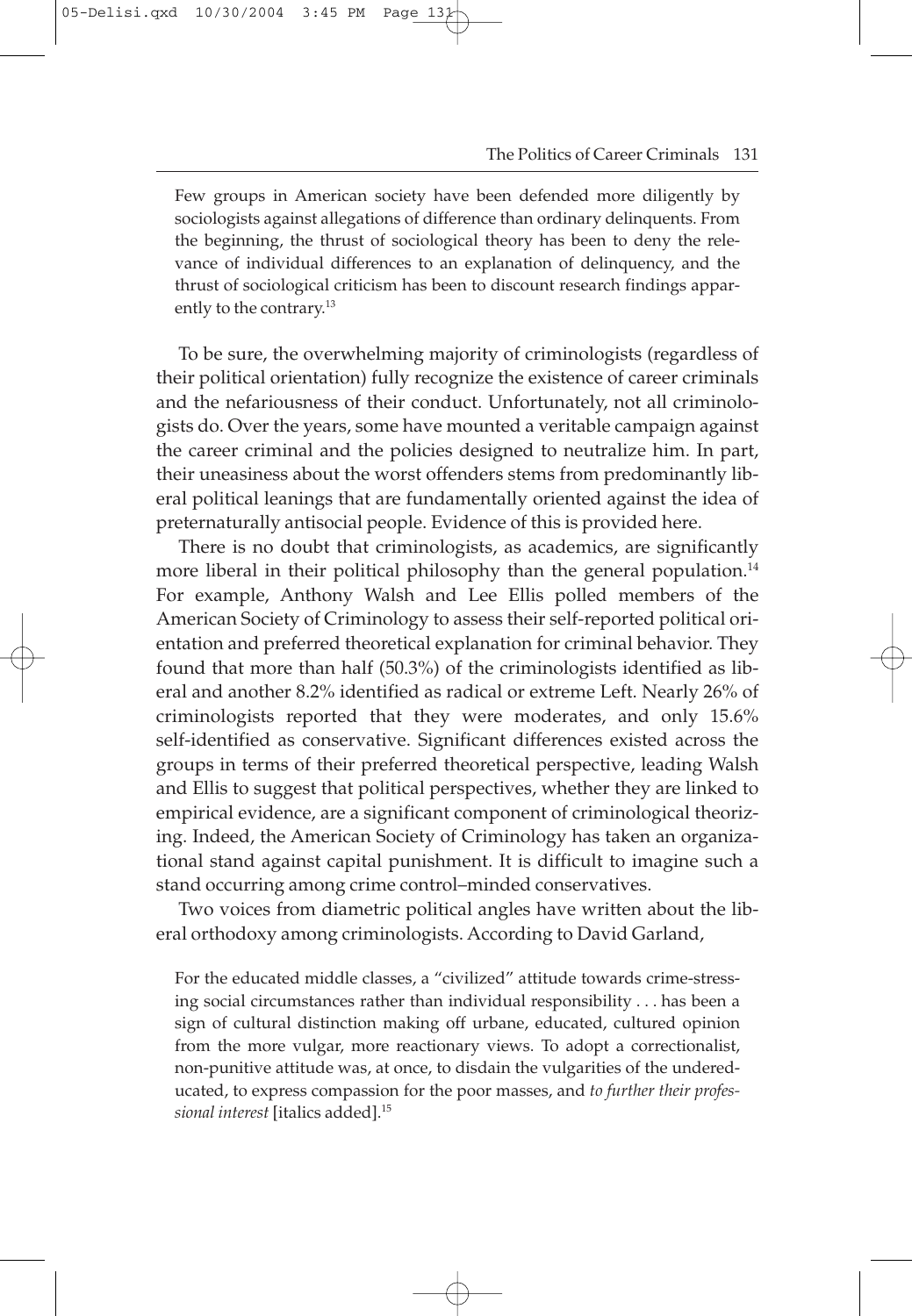> Few groups in American society have been defended more diligently by sociologists against allegations of difference than ordinary delinquents. From the beginning, the thrust of sociological theory has been to deny the relevance of individual differences to an explanation of delinquency, and the thrust of sociological criticism has been to discount research findings apparently to the contrary.[13]

To be sure, the overwhelming majority of criminologists (regardless of their political orientation) fully recognize the existence of career criminals and the nefariousness of their conduct. Unfortunately, not all criminologists do. Over the years, some have mounted a veritable campaign against the career criminal and the policies designed to neutralize him. In part, their uneasiness about the worst offenders stems from predominantly liberal political leanings that are fundamentally oriented against the idea of preternaturally antisocial people. Evidence of this is provided here.

There is no doubt that criminologists, as academics, are significantly more liberal in their political philosophy than the general population.[14] For example, Anthony Walsh and Lee Ellis polled members of the American Society of Criminology to assess their self-reported political orientation and preferred theoretical explanation for criminal behavior. They found that more than half (50.3%) of the criminologists identified as liberal and another 8.2% identified as radical or extreme Left. Nearly 26% of criminologists reported that they were moderates, and only 15.6% self-identified as conservative. Significant differences existed across the groups in terms of their preferred theoretical perspective, leading Walsh and Ellis to suggest that political perspectives, whether they are linked to empirical evidence, are a significant component of criminological theorizing. Indeed, the American Society of Criminology has taken an organizational stand against capital punishment. It is difficult to imagine such a stand occurring among crime control–minded conservatives.

Two voices from diametric political angles have written about the liberal orthodoxy among criminologists. According to David Garland,

> For the educated middle classes, a "civilized" attitude towards crime-stressing social circumstances rather than individual responsibility . . . has been a sign of cultural distinction making off urbane, educated, cultured opinion from the more vulgar, more reactionary views. To adopt a correctionalist, non-punitive attitude was, at once, to disdain the vulgarities of the undereducated, to express compassion for the poor masses, and *to further their professional interest* [italics added].[15]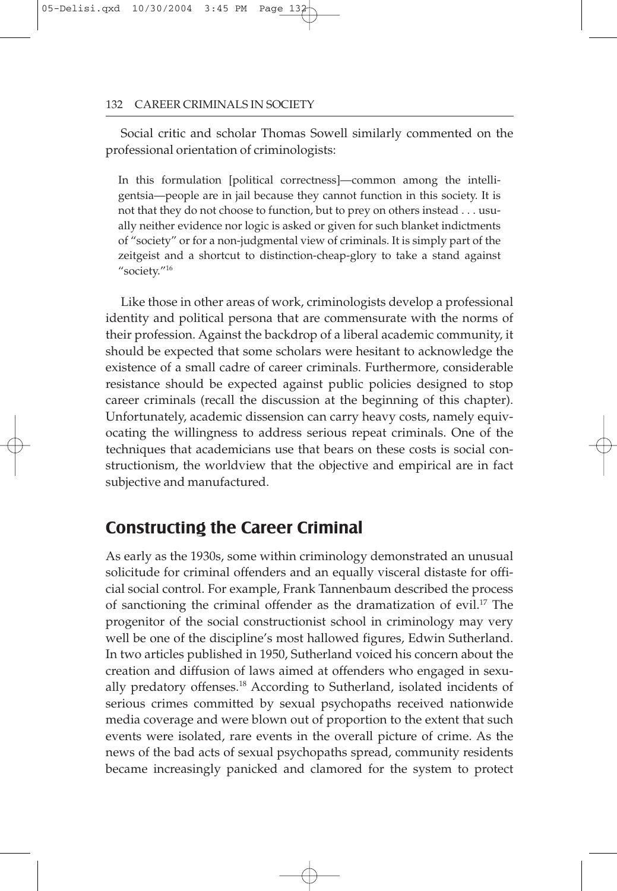Social critic and scholar Thomas Sowell similarly commented on the professional orientation of criminologists:

> In this formulation [political correctness]—common among the intelligentsia—people are in jail because they cannot function in this society. It is not that they do not choose to function, but to prey on others instead . . . usually neither evidence nor logic is asked or given for such blanket indictments of "society" or for a non-judgmental view of criminals. It is simply part of the zeitgeist and a shortcut to distinction-cheap-glory to take a stand against "society."[16]

Like those in other areas of work, criminologists develop a professional identity and political persona that are commensurate with the norms of their profession. Against the backdrop of a liberal academic community, it should be expected that some scholars were hesitant to acknowledge the existence of a small cadre of career criminals. Furthermore, considerable resistance should be expected against public policies designed to stop career criminals (recall the discussion at the beginning of this chapter). Unfortunately, academic dissension can carry heavy costs, namely equivocating the willingness to address serious repeat criminals. One of the techniques that academicians use that bears on these costs is social constructionism, the worldview that the objective and empirical are in fact subjective and manufactured.

## Constructing the Career Criminal

As early as the 1930s, some within criminology demonstrated an unusual solicitude for criminal offenders and an equally visceral distaste for official social control. For example, Frank Tannenbaum described the process of sanctioning the criminal offender as the dramatization of evil.[17] The progenitor of the social constructionist school in criminology may very well be one of the discipline's most hallowed figures, Edwin Sutherland. In two articles published in 1950, Sutherland voiced his concern about the creation and diffusion of laws aimed at offenders who engaged in sexually predatory offenses.[18] According to Sutherland, isolated incidents of serious crimes committed by sexual psychopaths received nationwide media coverage and were blown out of proportion to the extent that such events were isolated, rare events in the overall picture of crime. As the news of the bad acts of sexual psychopaths spread, community residents became increasingly panicked and clamored for the system to protect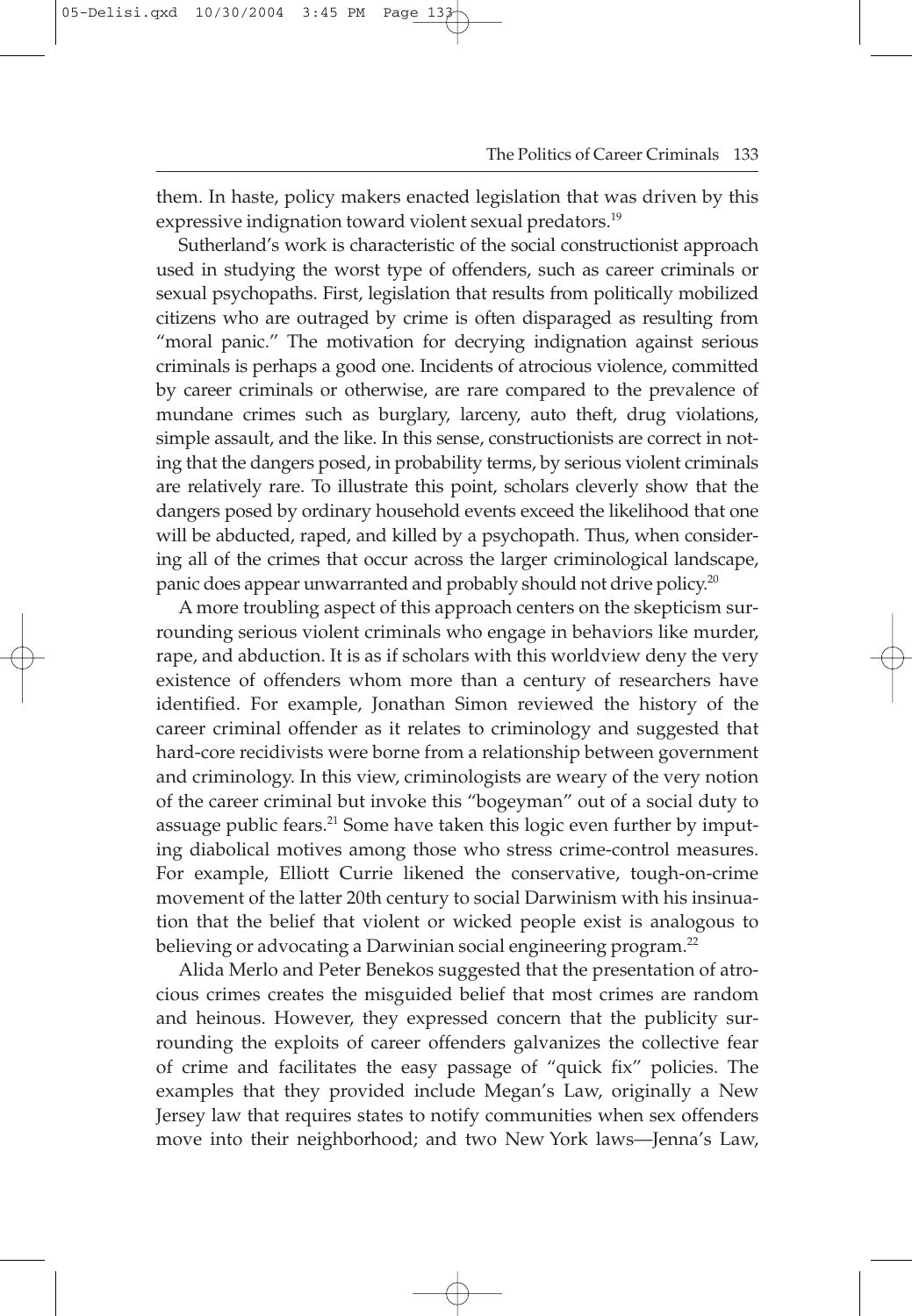them. In haste, policy makers enacted legislation that was driven by this expressive indignation toward violent sexual predators.[19]

Sutherland's work is characteristic of the social constructionist approach used in studying the worst type of offenders, such as career criminals or sexual psychopaths. First, legislation that results from politically mobilized citizens who are outraged by crime is often disparaged as resulting from "moral panic." The motivation for decrying indignation against serious criminals is perhaps a good one. Incidents of atrocious violence, committed by career criminals or otherwise, are rare compared to the prevalence of mundane crimes such as burglary, larceny, auto theft, drug violations, simple assault, and the like. In this sense, constructionists are correct in noting that the dangers posed, in probability terms, by serious violent criminals are relatively rare. To illustrate this point, scholars cleverly show that the dangers posed by ordinary household events exceed the likelihood that one will be abducted, raped, and killed by a psychopath. Thus, when considering all of the crimes that occur across the larger criminological landscape, panic does appear unwarranted and probably should not drive policy.[20]

A more troubling aspect of this approach centers on the skepticism surrounding serious violent criminals who engage in behaviors like murder, rape, and abduction. It is as if scholars with this worldview deny the very existence of offenders whom more than a century of researchers have identified. For example, Jonathan Simon reviewed the history of the career criminal offender as it relates to criminology and suggested that hard-core recidivists were borne from a relationship between government and criminology. In this view, criminologists are weary of the very notion of the career criminal but invoke this "bogeyman" out of a social duty to assuage public fears.[21] Some have taken this logic even further by imputing diabolical motives among those who stress crime-control measures. For example, Elliott Currie likened the conservative, tough-on-crime movement of the latter 20th century to social Darwinism with his insinuation that the belief that violent or wicked people exist is analogous to believing or advocating a Darwinian social engineering program.[22]

Alida Merlo and Peter Benekos suggested that the presentation of atrocious crimes creates the misguided belief that most crimes are random and heinous. However, they expressed concern that the publicity surrounding the exploits of career offenders galvanizes the collective fear of crime and facilitates the easy passage of "quick fix" policies. The examples that they provided include Megan's Law, originally a New Jersey law that requires states to notify communities when sex offenders move into their neighborhood; and two New York laws—Jenna's Law,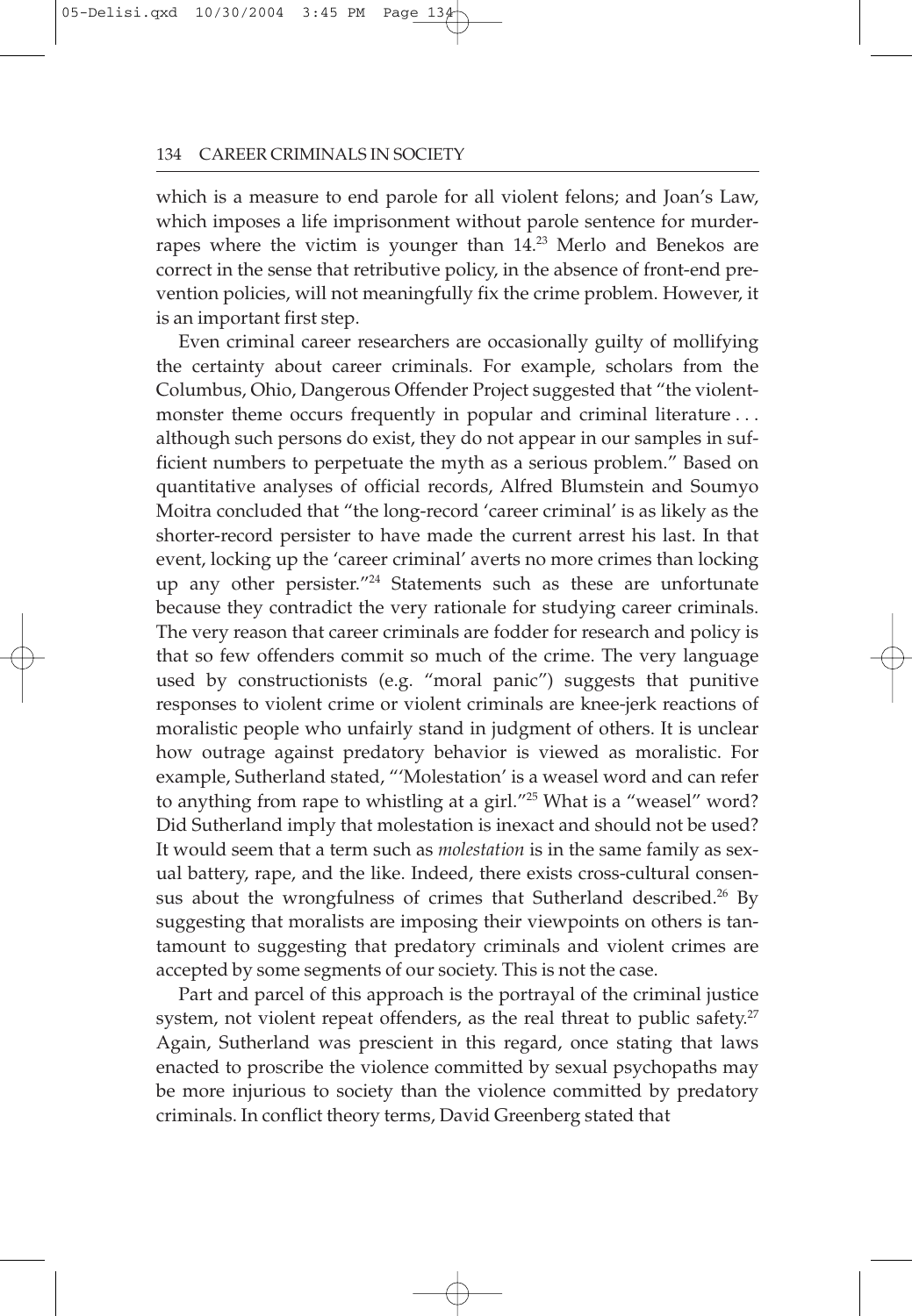which is a measure to end parole for all violent felons; and Joan's Law, which imposes a life imprisonment without parole sentence for murder-rapes where the victim is younger than 14.[23] Merlo and Benekos are correct in the sense that retributive policy, in the absence of front-end prevention policies, will not meaningfully fix the crime problem. However, it is an important first step.

Even criminal career researchers are occasionally guilty of mollifying the certainty about career criminals. For example, scholars from the Columbus, Ohio, Dangerous Offender Project suggested that "the violent-monster theme occurs frequently in popular and criminal literature . . . although such persons do exist, they do not appear in our samples in sufficient numbers to perpetuate the myth as a serious problem." Based on quantitative analyses of official records, Alfred Blumstein and Soumyo Moitra concluded that "the long-record 'career criminal' is as likely as the shorter-record persister to have made the current arrest his last. In that event, locking up the 'career criminal' averts no more crimes than locking up any other persister."[24] Statements such as these are unfortunate because they contradict the very rationale for studying career criminals. The very reason that career criminals are fodder for research and policy is that so few offenders commit so much of the crime. The very language used by constructionists (e.g. "moral panic") suggests that punitive responses to violent crime or violent criminals are knee-jerk reactions of moralistic people who unfairly stand in judgment of others. It is unclear how outrage against predatory behavior is viewed as moralistic. For example, Sutherland stated, "'Molestation' is a weasel word and can refer to anything from rape to whistling at a girl."[25] What is a "weasel" word? Did Sutherland imply that molestation is inexact and should not be used? It would seem that a term such as *molestation* is in the same family as sexual battery, rape, and the like. Indeed, there exists cross-cultural consensus about the wrongfulness of crimes that Sutherland described.[26] By suggesting that moralists are imposing their viewpoints on others is tantamount to suggesting that predatory criminals and violent crimes are accepted by some segments of our society. This is not the case.

Part and parcel of this approach is the portrayal of the criminal justice system, not violent repeat offenders, as the real threat to public safety.[27] Again, Sutherland was prescient in this regard, once stating that laws enacted to proscribe the violence committed by sexual psychopaths may be more injurious to society than the violence committed by predatory criminals. In conflict theory terms, David Greenberg stated that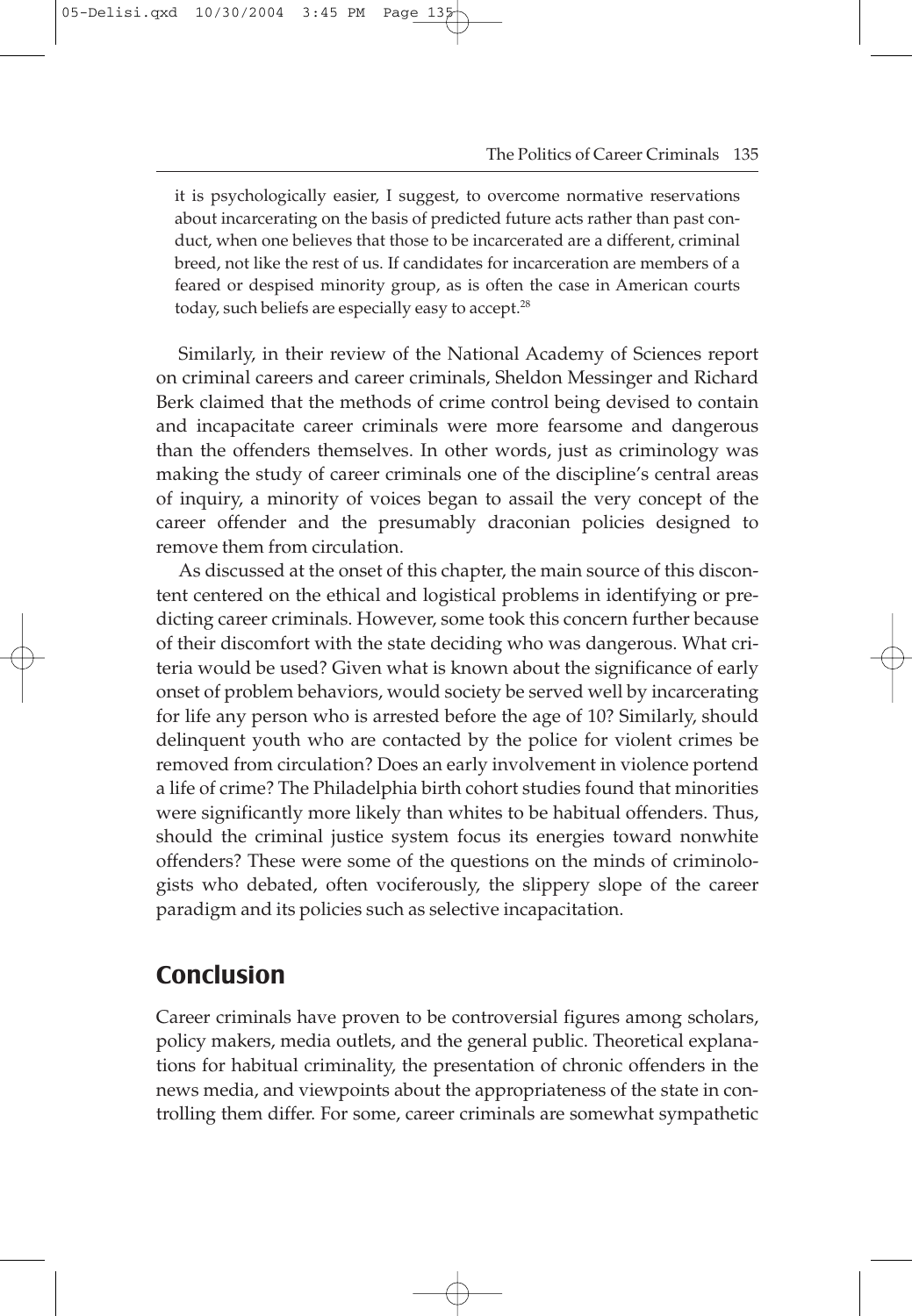> it is psychologically easier, I suggest, to overcome normative reservations about incarcerating on the basis of predicted future acts rather than past conduct, when one believes that those to be incarcerated are a different, criminal breed, not like the rest of us. If candidates for incarceration are members of a feared or despised minority group, as is often the case in American courts today, such beliefs are especially easy to accept.[28]

Similarly, in their review of the National Academy of Sciences report on criminal careers and career criminals, Sheldon Messinger and Richard Berk claimed that the methods of crime control being devised to contain and incapacitate career criminals were more fearsome and dangerous than the offenders themselves. In other words, just as criminology was making the study of career criminals one of the discipline's central areas of inquiry, a minority of voices began to assail the very concept of the career offender and the presumably draconian policies designed to remove them from circulation.

As discussed at the onset of this chapter, the main source of this discontent centered on the ethical and logistical problems in identifying or predicting career criminals. However, some took this concern further because of their discomfort with the state deciding who was dangerous. What criteria would be used? Given what is known about the significance of early onset of problem behaviors, would society be served well by incarcerating for life any person who is arrested before the age of 10? Similarly, should delinquent youth who are contacted by the police for violent crimes be removed from circulation? Does an early involvement in violence portend a life of crime? The Philadelphia birth cohort studies found that minorities were significantly more likely than whites to be habitual offenders. Thus, should the criminal justice system focus its energies toward nonwhite offenders? These were some of the questions on the minds of criminologists who debated, often vociferously, the slippery slope of the career paradigm and its policies such as selective incapacitation.

## Conclusion

Career criminals have proven to be controversial figures among scholars, policy makers, media outlets, and the general public. Theoretical explanations for habitual criminality, the presentation of chronic offenders in the news media, and viewpoints about the appropriateness of the state in controlling them differ. For some, career criminals are somewhat sympathetic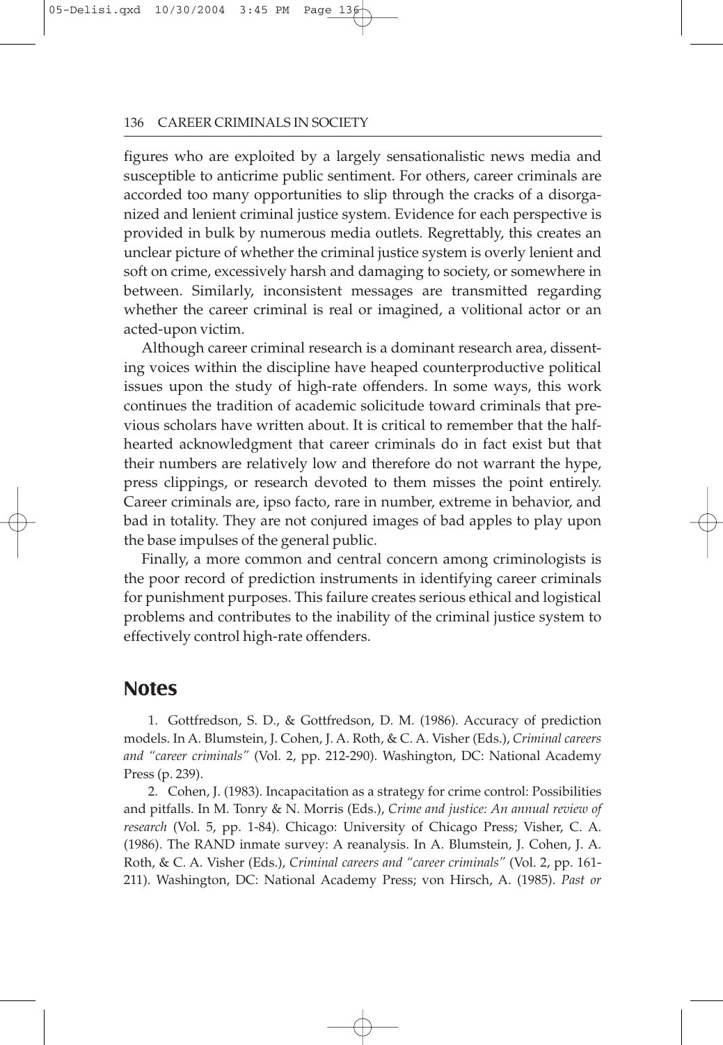figures who are exploited by a largely sensationalistic news media and susceptible to anticrime public sentiment. For others, career criminals are accorded too many opportunities to slip through the cracks of a disorganized and lenient criminal justice system. Evidence for each perspective is provided in bulk by numerous media outlets. Regrettably, this creates an unclear picture of whether the criminal justice system is overly lenient and soft on crime, excessively harsh and damaging to society, or somewhere in between. Similarly, inconsistent messages are transmitted regarding whether the career criminal is real or imagined, a volitional actor or an acted-upon victim.

Although career criminal research is a dominant research area, dissenting voices within the discipline have heaped counterproductive political issues upon the study of high-rate offenders. In some ways, this work continues the tradition of academic solicitude toward criminals that previous scholars have written about. It is critical to remember that the half-hearted acknowledgment that career criminals do in fact exist but that their numbers are relatively low and therefore do not warrant the hype, press clippings, or research devoted to them misses the point entirely. Career criminals are, ipso facto, rare in number, extreme in behavior, and bad in totality. They are not conjured images of bad apples to play upon the base impulses of the general public.

Finally, a more common and central concern among criminologists is the poor record of prediction instruments in identifying career criminals for punishment purposes. This failure creates serious ethical and logistical problems and contributes to the inability of the criminal justice system to effectively control high-rate offenders.

## Notes

1. Gottfredson, S. D., & Gottfredson, D. M. (1986). Accuracy of prediction models. In A. Blumstein, J. Cohen, J. A. Roth, & C. A. Visher (Eds.), *Criminal careers and "career criminals"* (Vol. 2, pp. 212-290). Washington, DC: National Academy Press (p. 239).

2. Cohen, J. (1983). Incapacitation as a strategy for crime control: Possibilities and pitfalls. In M. Tonry & N. Morris (Eds.), *Crime and justice: An annual review of research* (Vol. 5, pp. 1-84). Chicago: University of Chicago Press; Visher, C. A. (1986). The RAND inmate survey: A reanalysis. In A. Blumstein, J. Cohen, J. A. Roth, & C. A. Visher (Eds.), *Criminal careers and "career criminals"* (Vol. 2, pp. 161-211). Washington, DC: National Academy Press; von Hirsch, A. (1985). *Past or*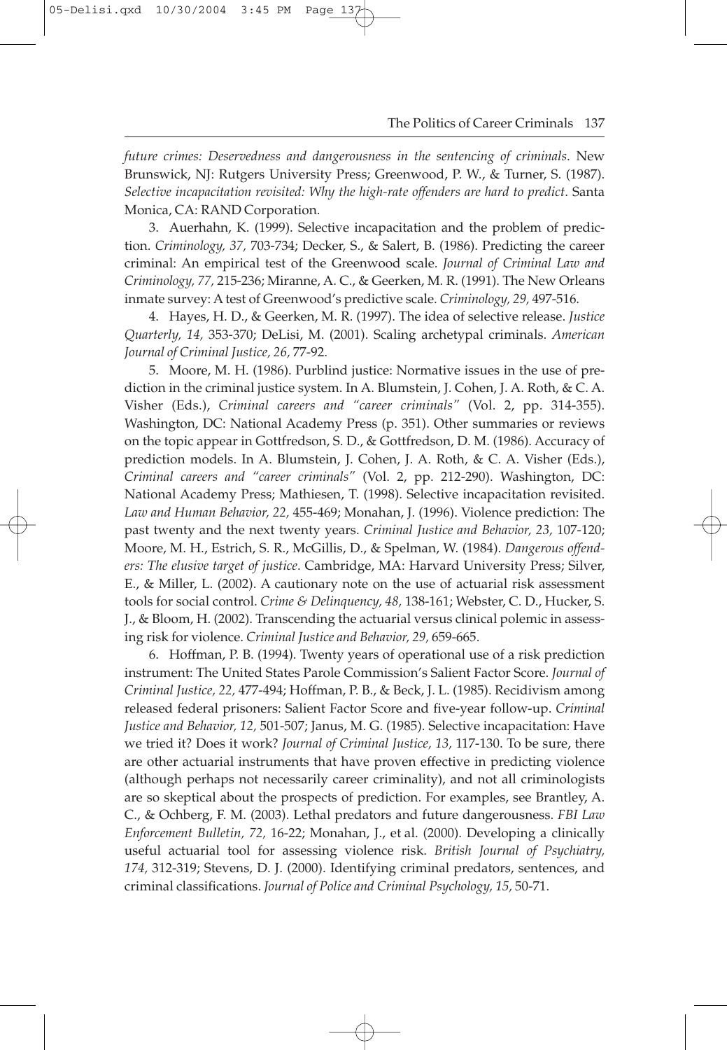*future crimes: Deservedness and dangerousness in the sentencing of criminals*. New Brunswick, NJ: Rutgers University Press; Greenwood, P. W., & Turner, S. (1987). *Selective incapacitation revisited: Why the high-rate offenders are hard to predict*. Santa Monica, CA: RAND Corporation.

3. Auerhahn, K. (1999). Selective incapacitation and the problem of prediction. *Criminology, 37,* 703-734; Decker, S., & Salert, B. (1986). Predicting the career criminal: An empirical test of the Greenwood scale. *Journal of Criminal Law and Criminology, 77,* 215-236; Miranne, A. C., & Geerken, M. R. (1991). The New Orleans inmate survey: A test of Greenwood's predictive scale. *Criminology, 29,* 497-516.

4. Hayes, H. D., & Geerken, M. R. (1997). The idea of selective release. *Justice Quarterly, 14,* 353-370; DeLisi, M. (2001). Scaling archetypal criminals. *American Journal of Criminal Justice, 26,* 77-92.

5. Moore, M. H. (1986). Purblind justice: Normative issues in the use of prediction in the criminal justice system. In A. Blumstein, J. Cohen, J. A. Roth, & C. A. Visher (Eds.), *Criminal careers and "career criminals"* (Vol. 2, pp. 314-355). Washington, DC: National Academy Press (p. 351). Other summaries or reviews on the topic appear in Gottfredson, S. D., & Gottfredson, D. M. (1986). Accuracy of prediction models. In A. Blumstein, J. Cohen, J. A. Roth, & C. A. Visher (Eds.), *Criminal careers and "career criminals"* (Vol. 2, pp. 212-290). Washington, DC: National Academy Press; Mathiesen, T. (1998). Selective incapacitation revisited. *Law and Human Behavior, 22,* 455-469; Monahan, J. (1996). Violence prediction: The past twenty and the next twenty years. *Criminal Justice and Behavior, 23,* 107-120; Moore, M. H., Estrich, S. R., McGillis, D., & Spelman, W. (1984). *Dangerous offenders: The elusive target of justice*. Cambridge, MA: Harvard University Press; Silver, E., & Miller, L. (2002). A cautionary note on the use of actuarial risk assessment tools for social control. *Crime & Delinquency, 48,* 138-161; Webster, C. D., Hucker, S. J., & Bloom, H. (2002). Transcending the actuarial versus clinical polemic in assessing risk for violence. *Criminal Justice and Behavior, 29,* 659-665.

6. Hoffman, P. B. (1994). Twenty years of operational use of a risk prediction instrument: The United States Parole Commission's Salient Factor Score. *Journal of Criminal Justice, 22,* 477-494; Hoffman, P. B., & Beck, J. L. (1985). Recidivism among released federal prisoners: Salient Factor Score and five-year follow-up. *Criminal Justice and Behavior, 12,* 501-507; Janus, M. G. (1985). Selective incapacitation: Have we tried it? Does it work? *Journal of Criminal Justice, 13,* 117-130. To be sure, there are other actuarial instruments that have proven effective in predicting violence (although perhaps not necessarily career criminality), and not all criminologists are so skeptical about the prospects of prediction. For examples, see Brantley, A. C., & Ochberg, F. M. (2003). Lethal predators and future dangerousness. *FBI Law Enforcement Bulletin, 72,* 16-22; Monahan, J., et al. (2000). Developing a clinically useful actuarial tool for assessing violence risk. *British Journal of Psychiatry, 174,* 312-319; Stevens, D. J. (2000). Identifying criminal predators, sentences, and criminal classifications. *Journal of Police and Criminal Psychology, 15,* 50-71.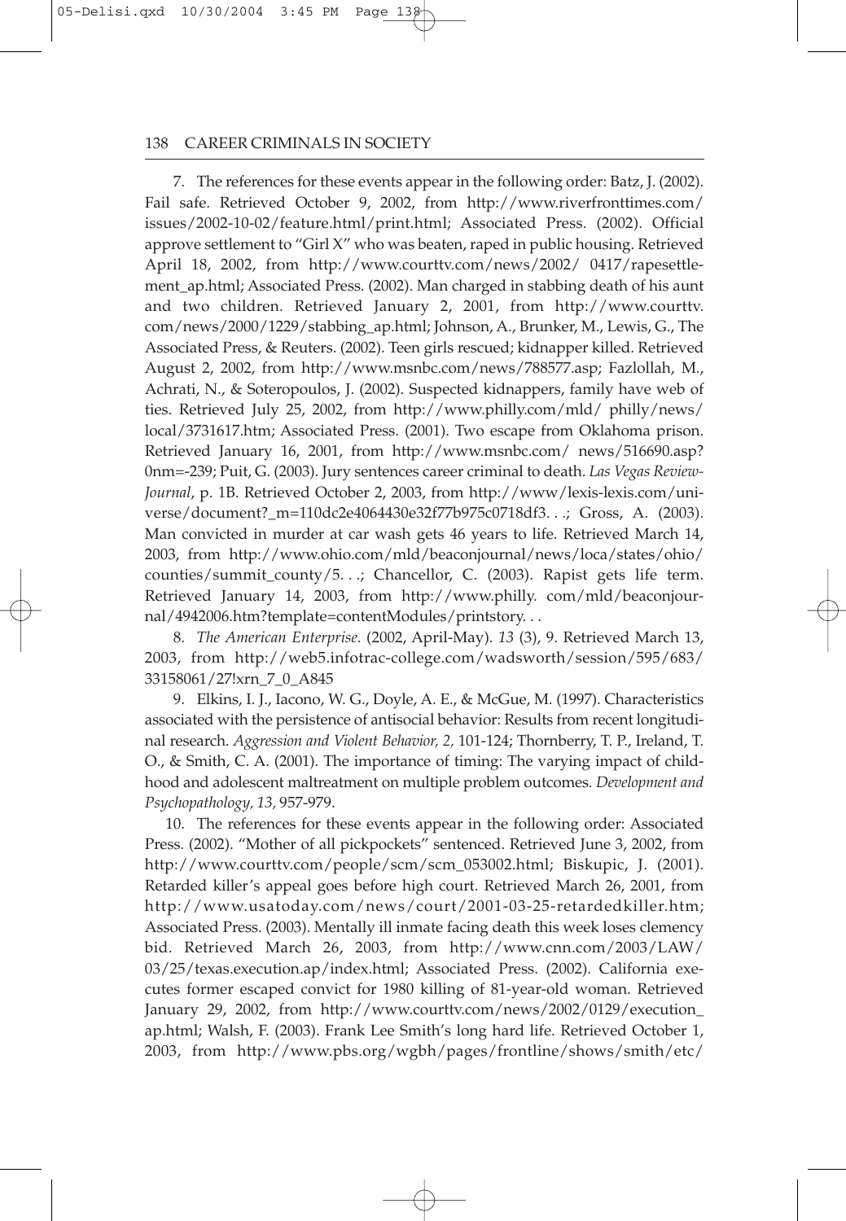7. The references for these events appear in the following order: Batz, J. (2002). Fail safe. Retrieved October 9, 2002, from http://www.riverfronttimes.com/issues/2002-10-02/feature.html/print.html; Associated Press. (2002). Official approve settlement to "Girl X" who was beaten, raped in public housing. Retrieved April 18, 2002, from http://www.courttv.com/news/2002/ 0417/rapesettlement_ap.html; Associated Press. (2002). Man charged in stabbing death of his aunt and two children. Retrieved January 2, 2001, from http://www.courttv.com/news/2000/1229/stabbing_ap.html; Johnson, A., Brunker, M., Lewis, G., The Associated Press, & Reuters. (2002). Teen girls rescued; kidnapper killed. Retrieved August 2, 2002, from http://www.msnbc.com/news/788577.asp; Fazlollah, M., Achrati, N., & Soteropoulos, J. (2002). Suspected kidnappers, family have web of ties. Retrieved July 25, 2002, from http://www.philly.com/mld/ philly/news/local/3731617.htm; Associated Press. (2001). Two escape from Oklahoma prison. Retrieved January 16, 2001, from http://www.msnbc.com/ news/516690.asp?0nm=-239; Puit, G. (2003). Jury sentences career criminal to death. *Las Vegas Review-Journal*, p. 1B. Retrieved October 2, 2003, from http://www/lexis-lexis.com/universe/document?_m=110dc2e4064430e32f77b975c0718df3. . .; Gross, A. (2003). Man convicted in murder at car wash gets 46 years to life. Retrieved March 14, 2003, from http://www.ohio.com/mld/beaconjournal/news/loca/states/ohio/counties/summit_county/5. . .; Chancellor, C. (2003). Rapist gets life term. Retrieved January 14, 2003, from http://www.philly. com/mld/beaconjournal/4942006.htm?template=contentModules/printstory. . .

8. *The American Enterprise*. (2002, April-May). *13* (3), 9. Retrieved March 13, 2003, from http://web5.infotrac-college.com/wadsworth/session/595/683/33158061/27!xrn_7_0_A845

9. Elkins, I. J., Iacono, W. G., Doyle, A. E., & McGue, M. (1997). Characteristics associated with the persistence of antisocial behavior: Results from recent longitudinal research. *Aggression and Violent Behavior, 2,* 101-124; Thornberry, T. P., Ireland, T. O., & Smith, C. A. (2001). The importance of timing: The varying impact of childhood and adolescent maltreatment on multiple problem outcomes. *Development and Psychopathology, 13,* 957-979.

10. The references for these events appear in the following order: Associated Press. (2002). "Mother of all pickpockets" sentenced. Retrieved June 3, 2002, from http://www.courttv.com/people/scm/scm_053002.html; Biskupic, J. (2001). Retarded killer's appeal goes before high court. Retrieved March 26, 2001, from http://www.usatoday.com/news/court/2001-03-25-retardedkiller.htm; Associated Press. (2003). Mentally ill inmate facing death this week loses clemency bid. Retrieved March 26, 2003, from http://www.cnn.com/2003/LAW/03/25/texas.execution.ap/index.html; Associated Press. (2002). California executes former escaped convict for 1980 killing of 81-year-old woman. Retrieved January 29, 2002, from http://www.courttv.com/news/2002/0129/execution_ap.html; Walsh, F. (2003). Frank Lee Smith's long hard life. Retrieved October 1, 2003, from http://www.pbs.org/wgbh/pages/frontline/shows/smith/etc/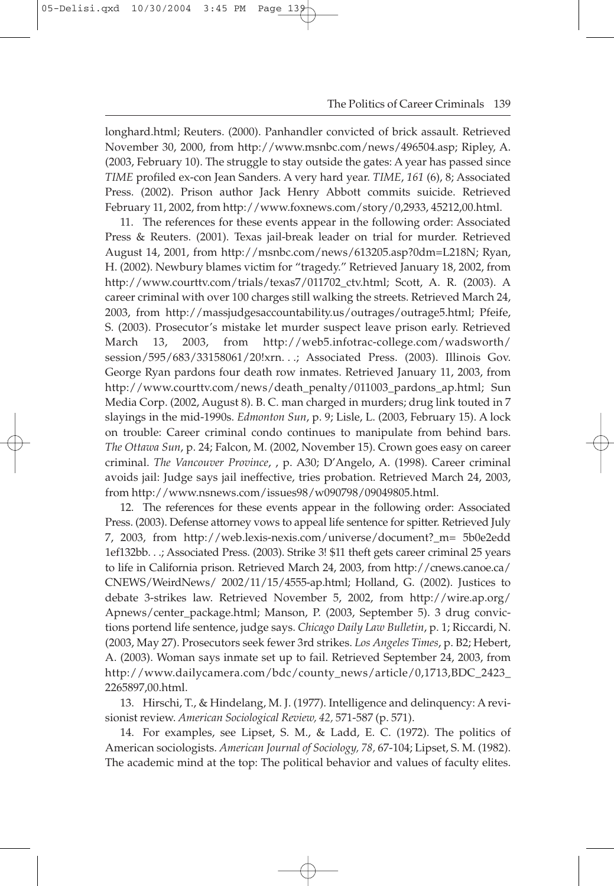longhard.html; Reuters. (2000). Panhandler convicted of brick assault. Retrieved November 30, 2000, from http://www.msnbc.com/news/496504.asp; Ripley, A. (2003, February 10). The struggle to stay outside the gates: A year has passed since *TIME* profiled ex-con Jean Sanders. A very hard year. *TIME*, *161* (6), 8; Associated Press. (2002). Prison author Jack Henry Abbott commits suicide. Retrieved February 11, 2002, from http://www.foxnews.com/story/0,2933, 45212,00.html.

11. The references for these events appear in the following order: Associated Press & Reuters. (2001). Texas jail-break leader on trial for murder. Retrieved August 14, 2001, from http://msnbc.com/news/613205.asp?0dm=L218N; Ryan, H. (2002). Newbury blames victim for "tragedy." Retrieved January 18, 2002, from http://www.courttv.com/trials/texas7/011702_ctv.html; Scott, A. R. (2003). A career criminal with over 100 charges still walking the streets. Retrieved March 24, 2003, from http://massjudgesaccountability.us/outrages/outrage5.html; Pfeife, S. (2003). Prosecutor's mistake let murder suspect leave prison early. Retrieved March 13, 2003, from http://web5.infotrac-college.com/wadsworth/session/595/683/33158061/20!xrn. . .; Associated Press. (2003). Illinois Gov. George Ryan pardons four death row inmates. Retrieved January 11, 2003, from http://www.courttv.com/news/death_penalty/011003_pardons_ap.html; Sun Media Corp. (2002, August 8). B. C. man charged in murders; drug link touted in 7 slayings in the mid-1990s. *Edmonton Sun*, p. 9; Lisle, L. (2003, February 15). A lock on trouble: Career criminal condo continues to manipulate from behind bars. *The Ottawa Sun*, p. 24; Falcon, M. (2002, November 15). Crown goes easy on career criminal. *The Vancouver Province*, , p. A30; D'Angelo, A. (1998). Career criminal avoids jail: Judge says jail ineffective, tries probation. Retrieved March 24, 2003, from http://www.nsnews.com/issues98/w090798/09049805.html.

12. The references for these events appear in the following order: Associated Press. (2003). Defense attorney vows to appeal life sentence for spitter. Retrieved July 7, 2003, from http://web.lexis-nexis.com/universe/document?_m= 5b0e2edd 1ef132bb. . .; Associated Press. (2003). Strike 3! $11 theft gets career criminal 25 years to life in California prison. Retrieved March 24, 2003, from http://cnews.canoe.ca/CNEWS/WeirdNews/ 2002/11/15/4555-ap.html; Holland, G. (2002). Justices to debate 3-strikes law. Retrieved November 5, 2002, from http://wire.ap.org/Apnews/center_package.html; Manson, P. (2003, September 5). 3 drug convictions portend life sentence, judge says. *Chicago Daily Law Bulletin*, p. 1; Riccardi, N. (2003, May 27). Prosecutors seek fewer 3rd strikes. *Los Angeles Times*, p. B2; Hebert, A. (2003). Woman says inmate set up to fail. Retrieved September 24, 2003, from http://www.dailycamera.com/bdc/county_news/article/0,1713,BDC_2423_2265897,00.html.

13. Hirschi, T., & Hindelang, M. J. (1977). Intelligence and delinquency: A revisionist review. *American Sociological Review, 42,* 571-587 (p. 571).

14. For examples, see Lipset, S. M., & Ladd, E. C. (1972). The politics of American sociologists. *American Journal of Sociology, 78,* 67-104; Lipset, S. M. (1982). The academic mind at the top: The political behavior and values of faculty elites.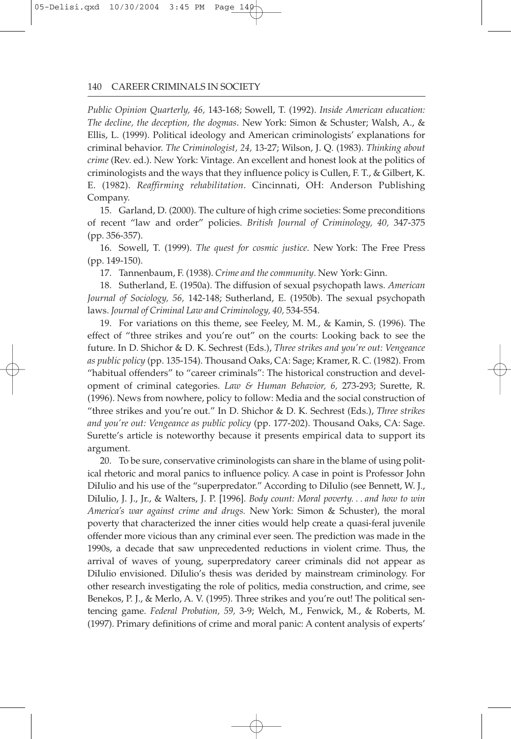*Public Opinion Quarterly, 46,* 143-168; Sowell, T. (1992). *Inside American education: The decline, the deception, the dogmas*. New York: Simon & Schuster; Walsh, A., & Ellis, L. (1999). Political ideology and American criminologists' explanations for criminal behavior. *The Criminologist, 24,* 13-27; Wilson, J. Q. (1983). *Thinking about crime* (Rev. ed.). New York: Vintage. An excellent and honest look at the politics of criminologists and the ways that they influence policy is Cullen, F. T., & Gilbert, K. E. (1982). *Reaffirming rehabilitation*. Cincinnati, OH: Anderson Publishing Company.

15. Garland, D. (2000). The culture of high crime societies: Some preconditions of recent "law and order" policies. *British Journal of Criminology, 40,* 347-375 (pp. 356-357).

16. Sowell, T. (1999). *The quest for cosmic justice*. New York: The Free Press (pp. 149-150).

17. Tannenbaum, F. (1938). *Crime and the community*. New York: Ginn.

18. Sutherland, E. (1950a). The diffusion of sexual psychopath laws. *American Journal of Sociology, 56,* 142-148; Sutherland, E. (1950b). The sexual psychopath laws. *Journal of Criminal Law and Criminology, 40,* 534-554.

19. For variations on this theme, see Feeley, M. M., & Kamin, S. (1996). The effect of "three strikes and you're out" on the courts: Looking back to see the future. In D. Shichor & D. K. Sechrest (Eds.), *Three strikes and you're out: Vengeance as public policy* (pp. 135-154). Thousand Oaks, CA: Sage; Kramer, R. C. (1982). From "habitual offenders" to "career criminals": The historical construction and development of criminal categories. *Law & Human Behavior, 6,* 273-293; Surette, R. (1996). News from nowhere, policy to follow: Media and the social construction of "three strikes and you're out." In D. Shichor & D. K. Sechrest (Eds.), *Three strikes and you're out: Vengeance as public policy* (pp. 177-202). Thousand Oaks, CA: Sage. Surette's article is noteworthy because it presents empirical data to support its argument.

20. To be sure, conservative criminologists can share in the blame of using political rhetoric and moral panics to influence policy. A case in point is Professor John DiIulio and his use of the "superpredator." According to DiIulio (see Bennett, W. J., DiIulio, J. J., Jr., & Walters, J. P. [1996]. *Body count: Moral poverty. . . and how to win America's war against crime and drugs.* New York: Simon & Schuster), the moral poverty that characterized the inner cities would help create a quasi-feral juvenile offender more vicious than any criminal ever seen. The prediction was made in the 1990s, a decade that saw unprecedented reductions in violent crime. Thus, the arrival of waves of young, superpredatory career criminals did not appear as DiIulio envisioned. DiIulio's thesis was derided by mainstream criminology. For other research investigating the role of politics, media construction, and crime, see Benekos, P. J., & Merlo, A. V. (1995). Three strikes and you're out! The political sentencing game. *Federal Probation, 59,* 3-9; Welch, M., Fenwick, M., & Roberts, M. (1997). Primary definitions of crime and moral panic: A content analysis of experts'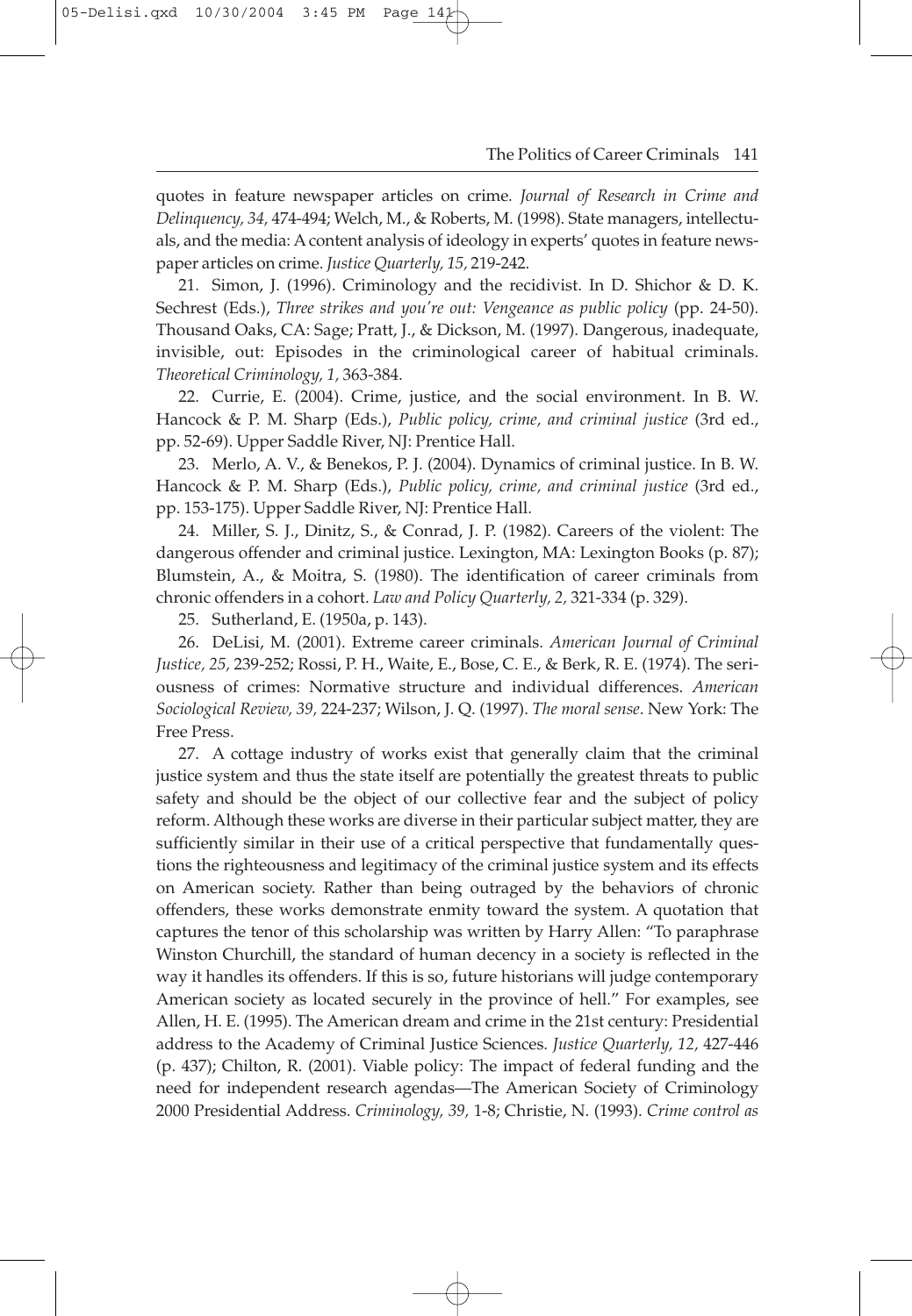quotes in feature newspaper articles on crime. *Journal of Research in Crime and Delinquency, 34,* 474-494; Welch, M., & Roberts, M. (1998). State managers, intellectuals, and the media: A content analysis of ideology in experts' quotes in feature newspaper articles on crime. *Justice Quarterly, 15,* 219-242.

21. Simon, J. (1996). Criminology and the recidivist. In D. Shichor & D. K. Sechrest (Eds.), *Three strikes and you're out: Vengeance as public policy* (pp. 24-50). Thousand Oaks, CA: Sage; Pratt, J., & Dickson, M. (1997). Dangerous, inadequate, invisible, out: Episodes in the criminological career of habitual criminals. *Theoretical Criminology, 1,* 363-384.

22. Currie, E. (2004). Crime, justice, and the social environment. In B. W. Hancock & P. M. Sharp (Eds.), *Public policy, crime, and criminal justice* (3rd ed., pp. 52-69). Upper Saddle River, NJ: Prentice Hall.

23. Merlo, A. V., & Benekos, P. J. (2004). Dynamics of criminal justice. In B. W. Hancock & P. M. Sharp (Eds.), *Public policy, crime, and criminal justice* (3rd ed., pp. 153-175). Upper Saddle River, NJ: Prentice Hall.

24. Miller, S. J., Dinitz, S., & Conrad, J. P. (1982). Careers of the violent: The dangerous offender and criminal justice. Lexington, MA: Lexington Books (p. 87); Blumstein, A., & Moitra, S. (1980). The identification of career criminals from chronic offenders in a cohort. *Law and Policy Quarterly, 2,* 321-334 (p. 329).

25. Sutherland, E. (1950a, p. 143).

26. DeLisi, M. (2001). Extreme career criminals. *American Journal of Criminal Justice, 25,* 239-252; Rossi, P. H., Waite, E., Bose, C. E., & Berk, R. E. (1974). The seriousness of crimes: Normative structure and individual differences. *American Sociological Review, 39,* 224-237; Wilson, J. Q. (1997). *The moral sense*. New York: The Free Press.

27. A cottage industry of works exist that generally claim that the criminal justice system and thus the state itself are potentially the greatest threats to public safety and should be the object of our collective fear and the subject of policy reform. Although these works are diverse in their particular subject matter, they are sufficiently similar in their use of a critical perspective that fundamentally questions the righteousness and legitimacy of the criminal justice system and its effects on American society. Rather than being outraged by the behaviors of chronic offenders, these works demonstrate enmity toward the system. A quotation that captures the tenor of this scholarship was written by Harry Allen: "To paraphrase Winston Churchill, the standard of human decency in a society is reflected in the way it handles its offenders. If this is so, future historians will judge contemporary American society as located securely in the province of hell." For examples, see Allen, H. E. (1995). The American dream and crime in the 21st century: Presidential address to the Academy of Criminal Justice Sciences. *Justice Quarterly, 12,* 427-446 (p. 437); Chilton, R. (2001). Viable policy: The impact of federal funding and the need for independent research agendas—The American Society of Criminology 2000 Presidential Address. *Criminology, 39,* 1-8; Christie, N. (1993). *Crime control as*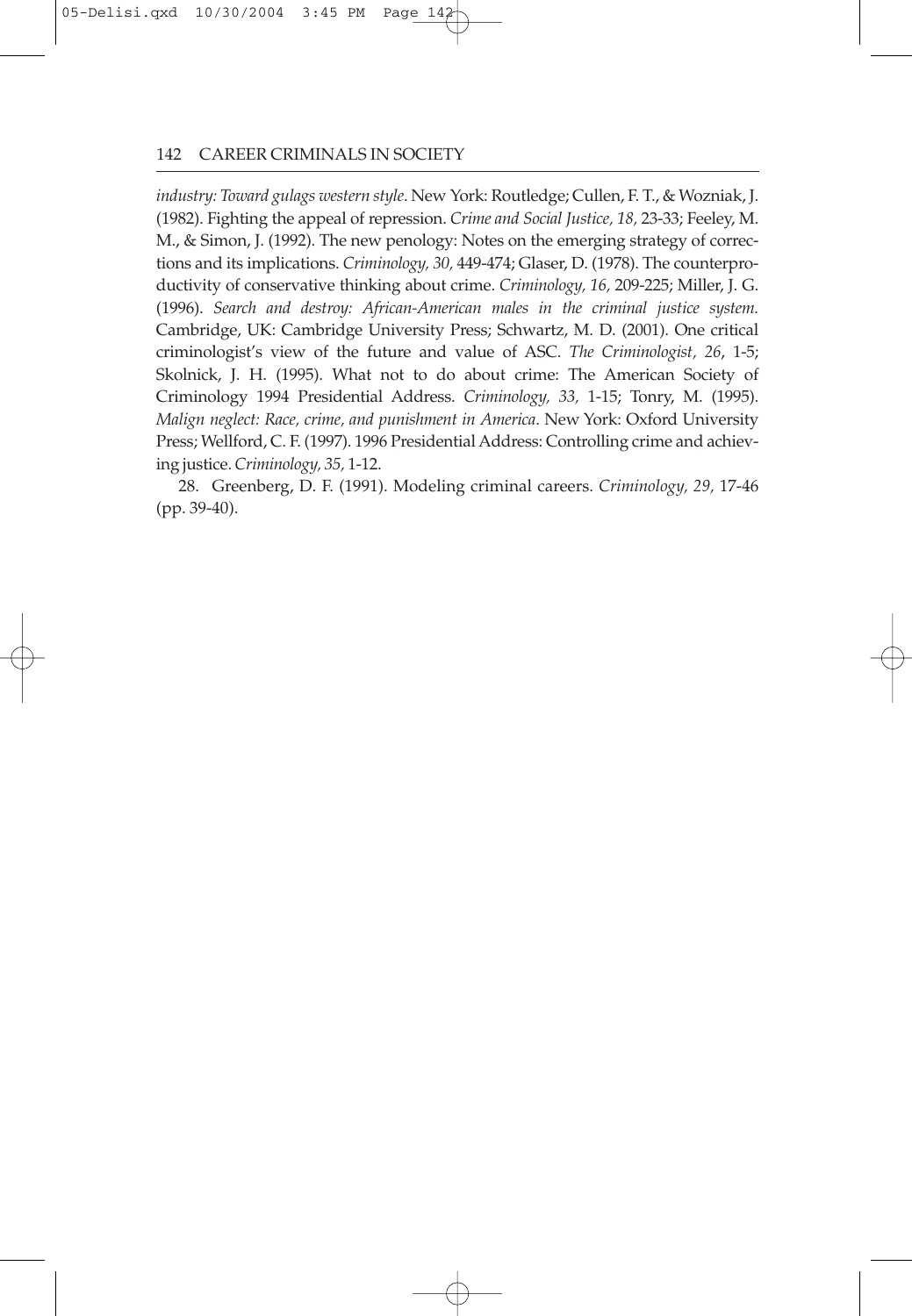*industry: Toward gulags western style*. New York: Routledge; Cullen, F. T., & Wozniak, J. (1982). Fighting the appeal of repression. *Crime and Social Justice, 18,* 23-33; Feeley, M. M., & Simon, J. (1992). The new penology: Notes on the emerging strategy of corrections and its implications. *Criminology, 30,* 449-474; Glaser, D. (1978). The counterproductivity of conservative thinking about crime. *Criminology, 16,* 209-225; Miller, J. G. (1996). *Search and destroy: African-American males in the criminal justice system.* Cambridge, UK: Cambridge University Press; Schwartz, M. D. (2001). One critical criminologist's view of the future and value of ASC. *The Criminologist, 26*, 1-5; Skolnick, J. H. (1995). What not to do about crime: The American Society of Criminology 1994 Presidential Address. *Criminology, 33,* 1-15; Tonry, M. (1995). *Malign neglect: Race, crime, and punishment in America*. New York: Oxford University Press; Wellford, C. F. (1997). 1996 Presidential Address: Controlling crime and achieving justice. *Criminology, 35,* 1-12.

28. Greenberg, D. F. (1991). Modeling criminal careers. *Criminology, 29,* 17-46 (pp. 39-40).